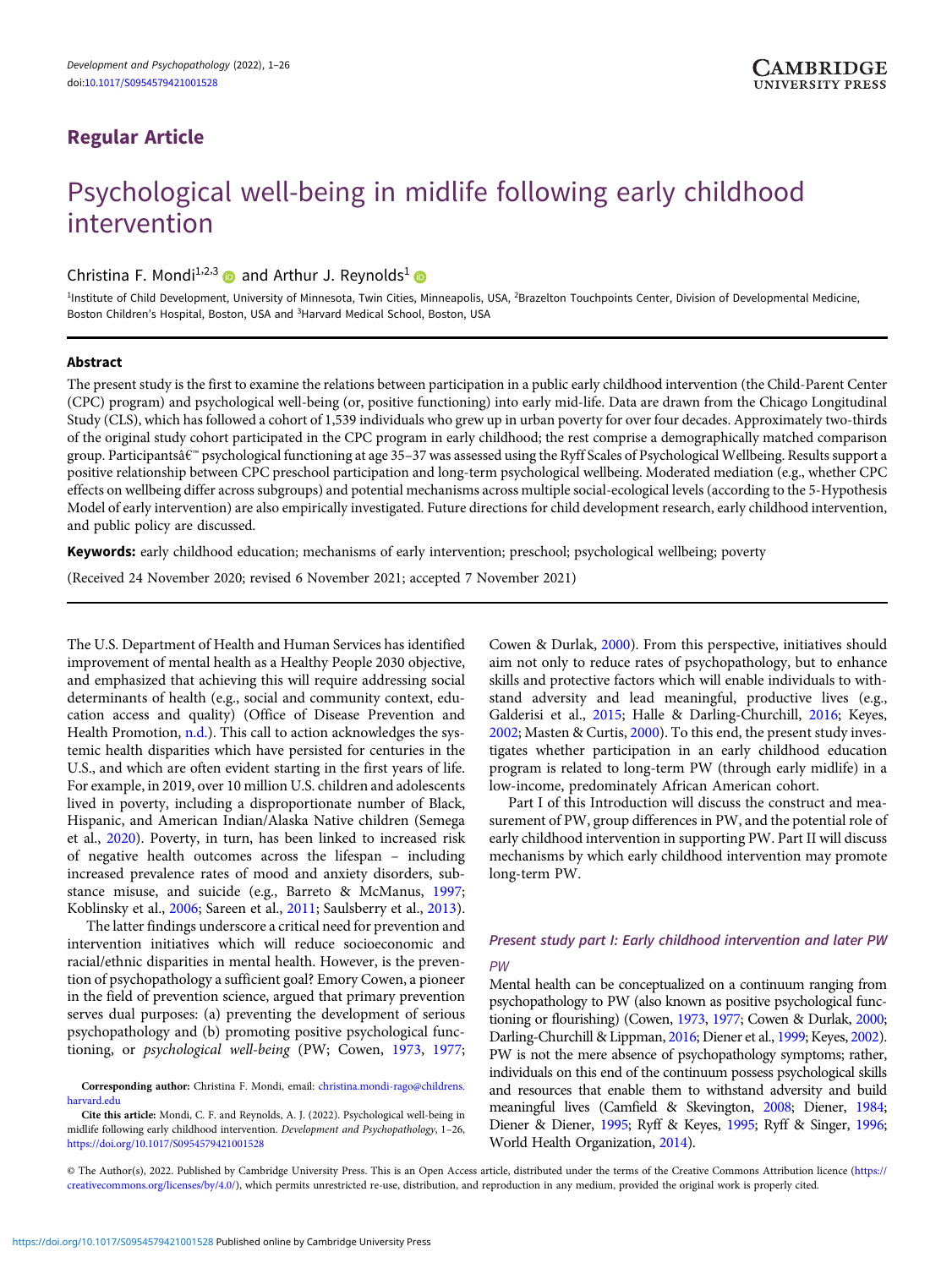Regular Article

# Psychological well-being in midlife following early childhood intervention

Christina F. Mondi[1,2,3] and Arthur J. Reynolds[1]

[1]Institute of Child Development, University of Minnesota, Twin Cities, Minneapolis, USA, [2]Brazelton Touchpoints Center, Division of Developmental Medicine, Boston Children's Hospital, Boston, USA and [3]Harvard Medical School, Boston, USA

## Abstract

The present study is the first to examine the relations between participation in a public early childhood intervention (the Child-Parent Center (CPC) program) and psychological well-being (or, positive functioning) into early mid-life. Data are drawn from the Chicago Longitudinal Study (CLS), which has followed a cohort of 1,539 individuals who grew up in urban poverty for over four decades. Approximately two-thirds of the original study cohort participated in the CPC program in early childhood; the rest comprise a demographically matched comparison group. Participantsâ€™ psychological functioning at age 35–37 was assessed using the Ryff Scales of Psychological Wellbeing. Results support a positive relationship between CPC preschool participation and long-term psychological wellbeing. Moderated mediation (e.g., whether CPC effects on wellbeing differ across subgroups) and potential mechanisms across multiple social-ecological levels (according to the 5-Hypothesis Model of early intervention) are also empirically investigated. Future directions for child development research, early childhood intervention, and public policy are discussed.

**Keywords:** early childhood education; mechanisms of early intervention; preschool; psychological wellbeing; poverty

(Received 24 November 2020; revised 6 November 2021; accepted 7 November 2021)

The U.S. Department of Health and Human Services has identified improvement of mental health as a Healthy People 2030 objective, and emphasized that achieving this will require addressing social determinants of health (e.g., social and community context, education access and quality) (Office of Disease Prevention and Health Promotion, n.d.). This call to action acknowledges the systemic health disparities which have persisted for centuries in the U.S., and which are often evident starting in the first years of life. For example, in 2019, over 10 million U.S. children and adolescents lived in poverty, including a disproportionate number of Black, Hispanic, and American Indian/Alaska Native children (Semega et al., 2020). Poverty, in turn, has been linked to increased risk of negative health outcomes across the lifespan – including increased prevalence rates of mood and anxiety disorders, substance misuse, and suicide (e.g., Barreto & McManus, 1997; Koblinsky et al., 2006; Sareen et al., 2011; Saulsberry et al., 2013).

The latter findings underscore a critical need for prevention and intervention initiatives which will reduce socioeconomic and racial/ethnic disparities in mental health. However, is the prevention of psychopathology a sufficient goal? Emory Cowen, a pioneer in the field of prevention science, argued that primary prevention serves dual purposes: (a) preventing the development of serious psychopathology and (b) promoting positive psychological functioning, or *psychological well-being* (PW; Cowen, 1973, 1977; Cowen & Durlak, 2000). From this perspective, initiatives should aim not only to reduce rates of psychopathology, but to enhance skills and protective factors which will enable individuals to withstand adversity and lead meaningful, productive lives (e.g., Galderisi et al., 2015; Halle & Darling-Churchill, 2016; Keyes, 2002; Masten & Curtis, 2000). To this end, the present study investigates whether participation in an early childhood education program is related to long-term PW (through early midlife) in a low-income, predominately African American cohort.

Part I of this Introduction will discuss the construct and measurement of PW, group differences in PW, and the potential role of early childhood intervention in supporting PW. Part II will discuss mechanisms by which early childhood intervention may promote long-term PW.

### *Present study part I: Early childhood intervention and later PW*

#### *PW*

Mental health can be conceptualized on a continuum ranging from psychopathology to PW (also known as positive psychological functioning or flourishing) (Cowen, 1973, 1977; Cowen & Durlak, 2000; Darling-Churchill & Lippman, 2016; Diener et al., 1999; Keyes, 2002). PW is not the mere absence of psychopathology symptoms; rather, individuals on this end of the continuum possess psychological skills and resources that enable them to withstand adversity and build meaningful lives (Camfield & Skevington, 2008; Diener, 1984; Diener & Diener, 1995; Ryff & Keyes, 1995; Ryff & Singer, 1996; World Health Organization, 2014).

**Corresponding author:** Christina F. Mondi, email: christina.mondi-rago@childrens.harvard.edu

**Cite this article:** Mondi, C. F. and Reynolds, A. J. (2022). Psychological well-being in midlife following early childhood intervention. *Development and Psychopathology*, 1–26, https://doi.org/10.1017/S0954579421001528

© The Author(s), 2022. Published by Cambridge University Press. This is an Open Access article, distributed under the terms of the Creative Commons Attribution licence (https://creativecommons.org/licenses/by/4.0/), which permits unrestricted re-use, distribution, and reproduction in any medium, provided the original work is properly cited.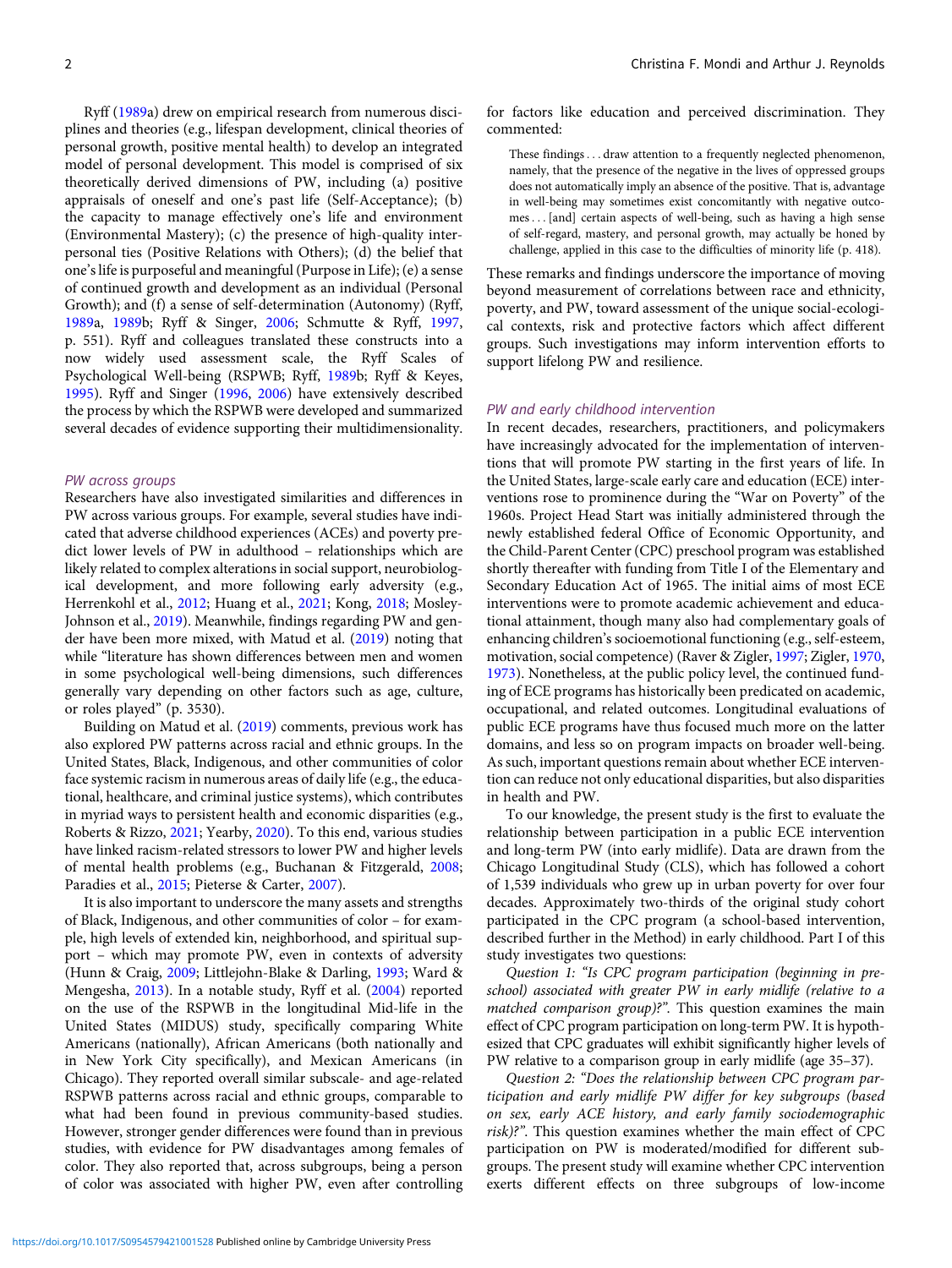Ryff (1989a) drew on empirical research from numerous disciplines and theories (e.g., lifespan development, clinical theories of personal growth, positive mental health) to develop an integrated model of personal development. This model is comprised of six theoretically derived dimensions of PW, including (a) positive appraisals of oneself and one's past life (Self-Acceptance); (b) the capacity to manage effectively one's life and environment (Environmental Mastery); (c) the presence of high-quality interpersonal ties (Positive Relations with Others); (d) the belief that one's life is purposeful and meaningful (Purpose in Life); (e) a sense of continued growth and development as an individual (Personal Growth); and (f) a sense of self-determination (Autonomy) (Ryff, 1989a, 1989b; Ryff & Singer, 2006; Schmutte & Ryff, 1997, p. 551). Ryff and colleagues translated these constructs into a now widely used assessment scale, the Ryff Scales of Psychological Well-being (RSPWB; Ryff, 1989b; Ryff & Keyes, 1995). Ryff and Singer (1996, 2006) have extensively described the process by which the RSPWB were developed and summarized several decades of evidence supporting their multidimensionality.

### *PW across groups*

Researchers have also investigated similarities and differences in PW across various groups. For example, several studies have indicated that adverse childhood experiences (ACEs) and poverty predict lower levels of PW in adulthood – relationships which are likely related to complex alterations in social support, neurobiological development, and more following early adversity (e.g., Herrenkohl et al., 2012; Huang et al., 2021; Kong, 2018; Mosley-Johnson et al., 2019). Meanwhile, findings regarding PW and gender have been more mixed, with Matud et al. (2019) noting that while "literature has shown differences between men and women in some psychological well-being dimensions, such differences generally vary depending on other factors such as age, culture, or roles played" (p. 3530).

Building on Matud et al. (2019) comments, previous work has also explored PW patterns across racial and ethnic groups. In the United States, Black, Indigenous, and other communities of color face systemic racism in numerous areas of daily life (e.g., the educational, healthcare, and criminal justice systems), which contributes in myriad ways to persistent health and economic disparities (e.g., Roberts & Rizzo, 2021; Yearby, 2020). To this end, various studies have linked racism-related stressors to lower PW and higher levels of mental health problems (e.g., Buchanan & Fitzgerald, 2008; Paradies et al., 2015; Pieterse & Carter, 2007).

It is also important to underscore the many assets and strengths of Black, Indigenous, and other communities of color – for example, high levels of extended kin, neighborhood, and spiritual support – which may promote PW, even in contexts of adversity (Hunn & Craig, 2009; Littlejohn-Blake & Darling, 1993; Ward & Mengesha, 2013). In a notable study, Ryff et al. (2004) reported on the use of the RSPWB in the longitudinal Mid-life in the United States (MIDUS) study, specifically comparing White Americans (nationally), African Americans (both nationally and in New York City specifically), and Mexican Americans (in Chicago). They reported overall similar subscale- and age-related RSPWB patterns across racial and ethnic groups, comparable to what had been found in previous community-based studies. However, stronger gender differences were found than in previous studies, with evidence for PW disadvantages among females of color. They also reported that, across subgroups, being a person of color was associated with higher PW, even after controlling for factors like education and perceived discrimination. They commented:

> These findings . . . draw attention to a frequently neglected phenomenon, namely, that the presence of the negative in the lives of oppressed groups does not automatically imply an absence of the positive. That is, advantage in well-being may sometimes exist concomitantly with negative outcomes . . . [and] certain aspects of well-being, such as having a high sense of self-regard, mastery, and personal growth, may actually be honed by challenge, applied in this case to the difficulties of minority life (p. 418).

These remarks and findings underscore the importance of moving beyond measurement of correlations between race and ethnicity, poverty, and PW, toward assessment of the unique social-ecological contexts, risk and protective factors which affect different groups. Such investigations may inform intervention efforts to support lifelong PW and resilience.

### *PW and early childhood intervention*

In recent decades, researchers, practitioners, and policymakers have increasingly advocated for the implementation of interventions that will promote PW starting in the first years of life. In the United States, large-scale early care and education (ECE) interventions rose to prominence during the "War on Poverty" of the 1960s. Project Head Start was initially administered through the newly established federal Office of Economic Opportunity, and the Child-Parent Center (CPC) preschool program was established shortly thereafter with funding from Title I of the Elementary and Secondary Education Act of 1965. The initial aims of most ECE interventions were to promote academic achievement and educational attainment, though many also had complementary goals of enhancing children's socioemotional functioning (e.g., self-esteem, motivation, social competence) (Raver & Zigler, 1997; Zigler, 1970, 1973). Nonetheless, at the public policy level, the continued funding of ECE programs has historically been predicated on academic, occupational, and related outcomes. Longitudinal evaluations of public ECE programs have thus focused much more on the latter domains, and less so on program impacts on broader well-being. As such, important questions remain about whether ECE intervention can reduce not only educational disparities, but also disparities in health and PW.

To our knowledge, the present study is the first to evaluate the relationship between participation in a public ECE intervention and long-term PW (into early midlife). Data are drawn from the Chicago Longitudinal Study (CLS), which has followed a cohort of 1,539 individuals who grew up in urban poverty for over four decades. Approximately two-thirds of the original study cohort participated in the CPC program (a school-based intervention, described further in the Method) in early childhood. Part I of this study investigates two questions:

*Question 1: "Is CPC program participation (beginning in preschool) associated with greater PW in early midlife (relative to a matched comparison group)?".* This question examines the main effect of CPC program participation on long-term PW. It is hypothesized that CPC graduates will exhibit significantly higher levels of PW relative to a comparison group in early midlife (age 35–37).

*Question 2: "Does the relationship between CPC program participation and early midlife PW differ for key subgroups (based on sex, early ACE history, and early family sociodemographic risk)?".* This question examines whether the main effect of CPC participation on PW is moderated/modified for different subgroups. The present study will examine whether CPC intervention exerts different effects on three subgroups of low-income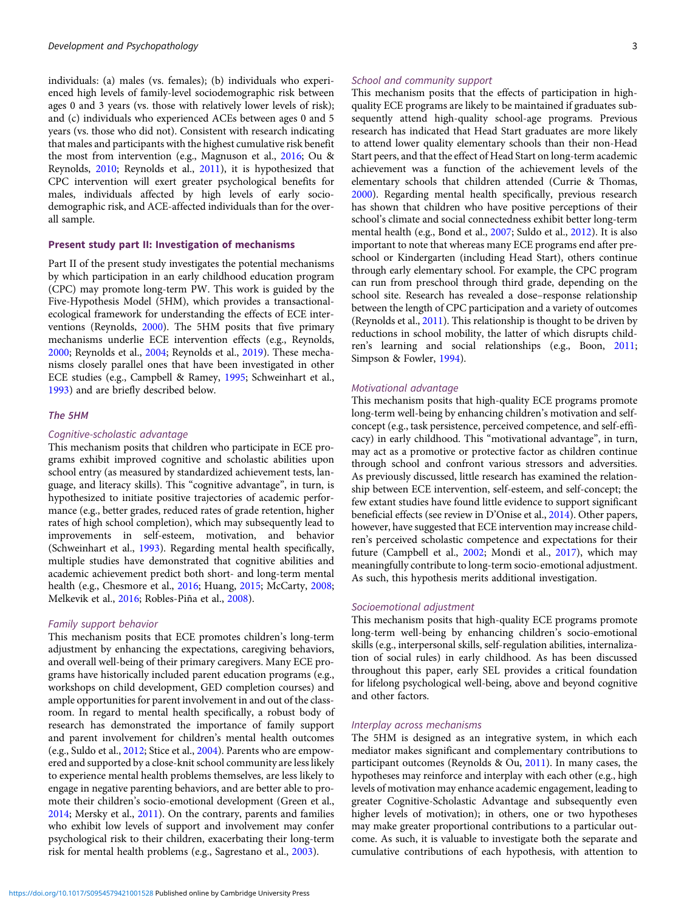individuals: (a) males (vs. females); (b) individuals who experienced high levels of family-level sociodemographic risk between ages 0 and 3 years (vs. those with relatively lower levels of risk); and (c) individuals who experienced ACEs between ages 0 and 5 years (vs. those who did not). Consistent with research indicating that males and participants with the highest cumulative risk benefit the most from intervention (e.g., Magnuson et al., 2016; Ou & Reynolds, 2010; Reynolds et al., 2011), it is hypothesized that CPC intervention will exert greater psychological benefits for males, individuals affected by high levels of early sociodemographic risk, and ACE-affected individuals than for the overall sample.

## Present study part II: Investigation of mechanisms

Part II of the present study investigates the potential mechanisms by which participation in an early childhood education program (CPC) may promote long-term PW. This work is guided by the Five-Hypothesis Model (5HM), which provides a transactional-ecological framework for understanding the effects of ECE interventions (Reynolds, 2000). The 5HM posits that five primary mechanisms underlie ECE intervention effects (e.g., Reynolds, 2000; Reynolds et al., 2004; Reynolds et al., 2019). These mechanisms closely parallel ones that have been investigated in other ECE studies (e.g., Campbell & Ramey, 1995; Schweinhart et al., 1993) and are briefly described below.

### *The 5HM*

#### *Cognitive-scholastic advantage*

This mechanism posits that children who participate in ECE programs exhibit improved cognitive and scholastic abilities upon school entry (as measured by standardized achievement tests, language, and literacy skills). This "cognitive advantage", in turn, is hypothesized to initiate positive trajectories of academic performance (e.g., better grades, reduced rates of grade retention, higher rates of high school completion), which may subsequently lead to improvements in self-esteem, motivation, and behavior (Schweinhart et al., 1993). Regarding mental health specifically, multiple studies have demonstrated that cognitive abilities and academic achievement predict both short- and long-term mental health (e.g., Chesmore et al., 2016; Huang, 2015; McCarty, 2008; Melkevik et al., 2016; Robles-Piña et al., 2008).

#### *Family support behavior*

This mechanism posits that ECE promotes children's long-term adjustment by enhancing the expectations, caregiving behaviors, and overall well-being of their primary caregivers. Many ECE programs have historically included parent education programs (e.g., workshops on child development, GED completion courses) and ample opportunities for parent involvement in and out of the classroom. In regard to mental health specifically, a robust body of research has demonstrated the importance of family support and parent involvement for children's mental health outcomes (e.g., Suldo et al., 2012; Stice et al., 2004). Parents who are empowered and supported by a close-knit school community are less likely to experience mental health problems themselves, are less likely to engage in negative parenting behaviors, and are better able to promote their children's socio-emotional development (Green et al., 2014; Mersky et al., 2011). On the contrary, parents and families who exhibit low levels of support and involvement may confer psychological risk to their children, exacerbating their long-term risk for mental health problems (e.g., Sagrestano et al., 2003).

#### *School and community support*

This mechanism posits that the effects of participation in high-quality ECE programs are likely to be maintained if graduates subsequently attend high-quality school-age programs. Previous research has indicated that Head Start graduates are more likely to attend lower quality elementary schools than their non-Head Start peers, and that the effect of Head Start on long-term academic achievement was a function of the achievement levels of the elementary schools that children attended (Currie & Thomas, 2000). Regarding mental health specifically, previous research has shown that children who have positive perceptions of their school's climate and social connectedness exhibit better long-term mental health (e.g., Bond et al., 2007; Suldo et al., 2012). It is also important to note that whereas many ECE programs end after preschool or Kindergarten (including Head Start), others continue through early elementary school. For example, the CPC program can run from preschool through third grade, depending on the school site. Research has revealed a dose–response relationship between the length of CPC participation and a variety of outcomes (Reynolds et al., 2011). This relationship is thought to be driven by reductions in school mobility, the latter of which disrupts children's learning and social relationships (e.g., Boon, 2011; Simpson & Fowler, 1994).

#### *Motivational advantage*

This mechanism posits that high-quality ECE programs promote long-term well-being by enhancing children's motivation and self-concept (e.g., task persistence, perceived competence, and self-efficacy) in early childhood. This "motivational advantage", in turn, may act as a promotive or protective factor as children continue through school and confront various stressors and adversities. As previously discussed, little research has examined the relationship between ECE intervention, self-esteem, and self-concept; the few extant studies have found little evidence to support significant beneficial effects (see review in D'Onise et al., 2014). Other papers, however, have suggested that ECE intervention may increase children's perceived scholastic competence and expectations for their future (Campbell et al., 2002; Mondi et al., 2017), which may meaningfully contribute to long-term socio-emotional adjustment. As such, this hypothesis merits additional investigation.

#### *Socioemotional adjustment*

This mechanism posits that high-quality ECE programs promote long-term well-being by enhancing children's socio-emotional skills (e.g., interpersonal skills, self-regulation abilities, internalization of social rules) in early childhood. As has been discussed throughout this paper, early SEL provides a critical foundation for lifelong psychological well-being, above and beyond cognitive and other factors.

#### *Interplay across mechanisms*

The 5HM is designed as an integrative system, in which each mediator makes significant and complementary contributions to participant outcomes (Reynolds & Ou, 2011). In many cases, the hypotheses may reinforce and interplay with each other (e.g., high levels of motivation may enhance academic engagement, leading to greater Cognitive-Scholastic Advantage and subsequently even higher levels of motivation); in others, one or two hypotheses may make greater proportional contributions to a particular outcome. As such, it is valuable to investigate both the separate and cumulative contributions of each hypothesis, with attention to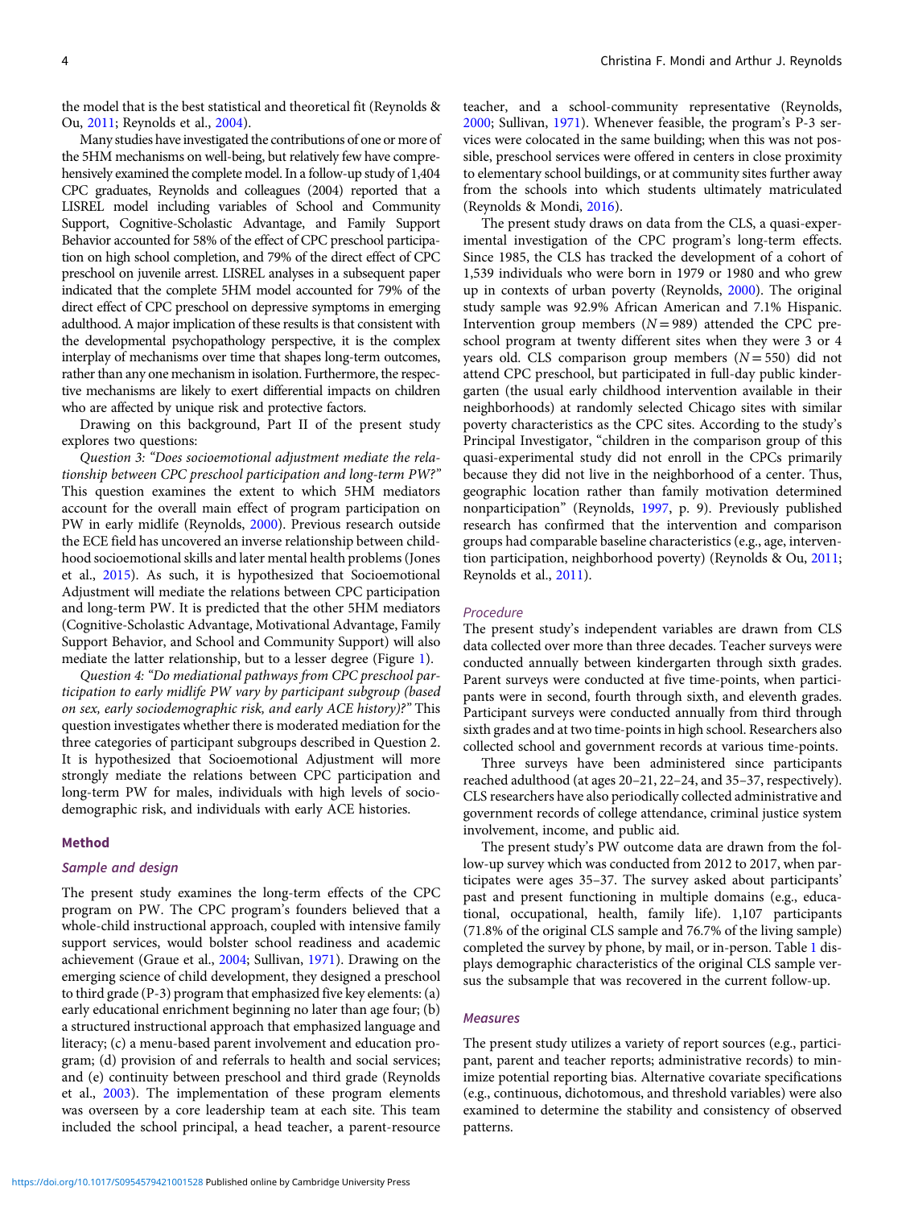the model that is the best statistical and theoretical fit (Reynolds & Ou, 2011; Reynolds et al., 2004).

Many studies have investigated the contributions of one or more of the 5HM mechanisms on well-being, but relatively few have comprehensively examined the complete model. In a follow-up study of 1,404 CPC graduates, Reynolds and colleagues (2004) reported that a LISREL model including variables of School and Community Support, Cognitive-Scholastic Advantage, and Family Support Behavior accounted for 58% of the effect of CPC preschool participation on high school completion, and 79% of the direct effect of CPC preschool on juvenile arrest. LISREL analyses in a subsequent paper indicated that the complete 5HM model accounted for 79% of the direct effect of CPC preschool on depressive symptoms in emerging adulthood. A major implication of these results is that consistent with the developmental psychopathology perspective, it is the complex interplay of mechanisms over time that shapes long-term outcomes, rather than any one mechanism in isolation. Furthermore, the respective mechanisms are likely to exert differential impacts on children who are affected by unique risk and protective factors.

Drawing on this background, Part II of the present study explores two questions:

*Question 3: "Does socioemotional adjustment mediate the relationship between CPC preschool participation and long-term PW?"* This question examines the extent to which 5HM mediators account for the overall main effect of program participation on PW in early midlife (Reynolds, 2000). Previous research outside the ECE field has uncovered an inverse relationship between childhood socioemotional skills and later mental health problems (Jones et al., 2015). As such, it is hypothesized that Socioemotional Adjustment will mediate the relations between CPC participation and long-term PW. It is predicted that the other 5HM mediators (Cognitive-Scholastic Advantage, Motivational Advantage, Family Support Behavior, and School and Community Support) will also mediate the latter relationship, but to a lesser degree (Figure 1).

*Question 4: "Do mediational pathways from CPC preschool participation to early midlife PW vary by participant subgroup (based on sex, early sociodemographic risk, and early ACE history)?"* This question investigates whether there is moderated mediation for the three categories of participant subgroups described in Question 2. It is hypothesized that Socioemotional Adjustment will more strongly mediate the relations between CPC participation and long-term PW for males, individuals with high levels of sociodemographic risk, and individuals with early ACE histories.

## Method

### Sample and design

The present study examines the long-term effects of the CPC program on PW. The CPC program's founders believed that a whole-child instructional approach, coupled with intensive family support services, would bolster school readiness and academic achievement (Graue et al., 2004; Sullivan, 1971). Drawing on the emerging science of child development, they designed a preschool to third grade (P-3) program that emphasized five key elements: (a) early educational enrichment beginning no later than age four; (b) a structured instructional approach that emphasized language and literacy; (c) a menu-based parent involvement and education program; (d) provision of and referrals to health and social services; and (e) continuity between preschool and third grade (Reynolds et al., 2003). The implementation of these program elements was overseen by a core leadership team at each site. This team included the school principal, a head teacher, a parent-resource teacher, and a school-community representative (Reynolds, 2000; Sullivan, 1971). Whenever feasible, the program's P-3 services were colocated in the same building; when this was not possible, preschool services were offered in centers in close proximity to elementary school buildings, or at community sites further away from the schools into which students ultimately matriculated (Reynolds & Mondi, 2016).

The present study draws on data from the CLS, a quasi-experimental investigation of the CPC program's long-term effects. Since 1985, the CLS has tracked the development of a cohort of 1,539 individuals who were born in 1979 or 1980 and who grew up in contexts of urban poverty (Reynolds, 2000). The original study sample was 92.9% African American and 7.1% Hispanic. Intervention group members ($N = 989$) attended the CPC preschool program at twenty different sites when they were 3 or 4 years old. CLS comparison group members ($N = 550$) did not attend CPC preschool, but participated in full-day public kindergarten (the usual early childhood intervention available in their neighborhoods) at randomly selected Chicago sites with similar poverty characteristics as the CPC sites. According to the study's Principal Investigator, "children in the comparison group of this quasi-experimental study did not enroll in the CPCs primarily because they did not live in the neighborhood of a center. Thus, geographic location rather than family motivation determined nonparticipation" (Reynolds, 1997, p. 9). Previously published research has confirmed that the intervention and comparison groups had comparable baseline characteristics (e.g., age, intervention participation, neighborhood poverty) (Reynolds & Ou, 2011; Reynolds et al., 2011).

### Procedure

The present study's independent variables are drawn from CLS data collected over more than three decades. Teacher surveys were conducted annually between kindergarten through sixth grades. Parent surveys were conducted at five time-points, when participants were in second, fourth through sixth, and eleventh grades. Participant surveys were conducted annually from third through sixth grades and at two time-points in high school. Researchers also collected school and government records at various time-points.

Three surveys have been administered since participants reached adulthood (at ages 20–21, 22–24, and 35–37, respectively). CLS researchers have also periodically collected administrative and government records of college attendance, criminal justice system involvement, income, and public aid.

The present study's PW outcome data are drawn from the follow-up survey which was conducted from 2012 to 2017, when participates were ages 35–37. The survey asked about participants' past and present functioning in multiple domains (e.g., educational, occupational, health, family life). 1,107 participants (71.8% of the original CLS sample and 76.7% of the living sample) completed the survey by phone, by mail, or in-person. Table 1 displays demographic characteristics of the original CLS sample versus the subsample that was recovered in the current follow-up.

### Measures

The present study utilizes a variety of report sources (e.g., participant, parent and teacher reports; administrative records) to minimize potential reporting bias. Alternative covariate specifications (e.g., continuous, dichotomous, and threshold variables) were also examined to determine the stability and consistency of observed patterns.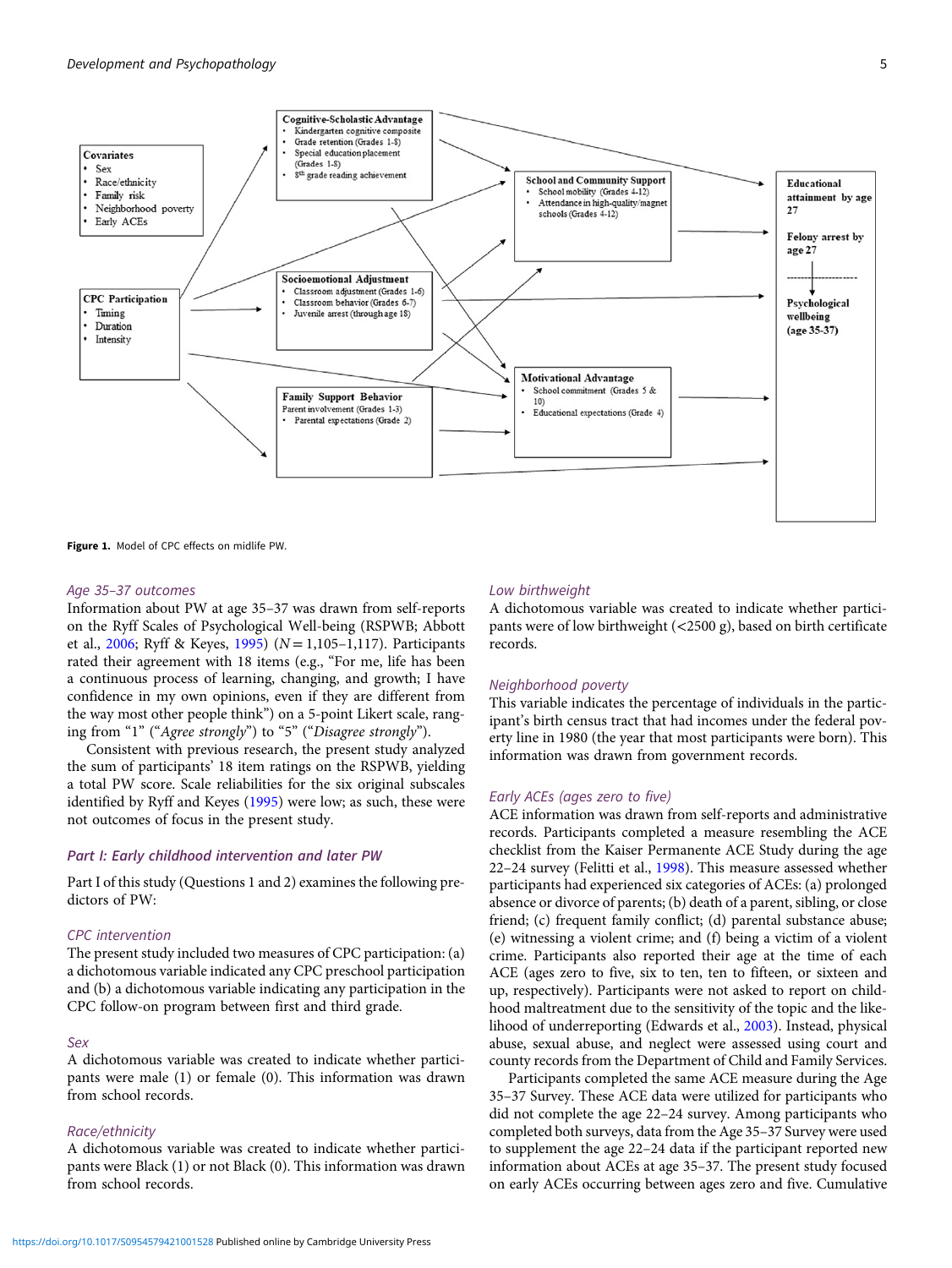**Figure 1.** Model of CPC effects on midlife PW.

### Age 35–37 outcomes

Information about PW at age 35–37 was drawn from self-reports on the Ryff Scales of Psychological Well-being (RSPWB; Abbott et al., 2006; Ryff & Keyes, 1995) (*N* = 1,105–1,117). Participants rated their agreement with 18 items (e.g., "For me, life has been a continuous process of learning, changing, and growth; I have confidence in my own opinions, even if they are different from the way most other people think") on a 5-point Likert scale, ranging from "1" ("*Agree strongly*") to "5" ("*Disagree strongly*").

Consistent with previous research, the present study analyzed the sum of participants' 18 item ratings on the RSPWB, yielding a total PW score. Scale reliabilities for the six original subscales identified by Ryff and Keyes (1995) were low; as such, these were not outcomes of focus in the present study.

## Part I: Early childhood intervention and later PW

Part I of this study (Questions 1 and 2) examines the following predictors of PW:

### CPC intervention

The present study included two measures of CPC participation: (a) a dichotomous variable indicated any CPC preschool participation and (b) a dichotomous variable indicating any participation in the CPC follow-on program between first and third grade.

### Sex

A dichotomous variable was created to indicate whether participants were male (1) or female (0). This information was drawn from school records.

### Race/ethnicity

A dichotomous variable was created to indicate whether participants were Black (1) or not Black (0). This information was drawn from school records.

### Low birthweight

A dichotomous variable was created to indicate whether participants were of low birthweight (<2500 g), based on birth certificate records.

### Neighborhood poverty

This variable indicates the percentage of individuals in the participant's birth census tract that had incomes under the federal poverty line in 1980 (the year that most participants were born). This information was drawn from government records.

### Early ACEs (ages zero to five)

ACE information was drawn from self-reports and administrative records. Participants completed a measure resembling the ACE checklist from the Kaiser Permanente ACE Study during the age 22–24 survey (Felitti et al., 1998). This measure assessed whether participants had experienced six categories of ACEs: (a) prolonged absence or divorce of parents; (b) death of a parent, sibling, or close friend; (c) frequent family conflict; (d) parental substance abuse; (e) witnessing a violent crime; and (f) being a victim of a violent crime. Participants also reported their age at the time of each ACE (ages zero to five, six to ten, ten to fifteen, or sixteen and up, respectively). Participants were not asked to report on childhood maltreatment due to the sensitivity of the topic and the likelihood of underreporting (Edwards et al., 2003). Instead, physical abuse, sexual abuse, and neglect were assessed using court and county records from the Department of Child and Family Services.

Participants completed the same ACE measure during the Age 35–37 Survey. These ACE data were utilized for participants who did not complete the age 22–24 survey. Among participants who completed both surveys, data from the Age 35–37 Survey were used to supplement the age 22–24 data if the participant reported new information about ACEs at age 35–37. The present study focused on early ACEs occurring between ages zero and five. Cumulative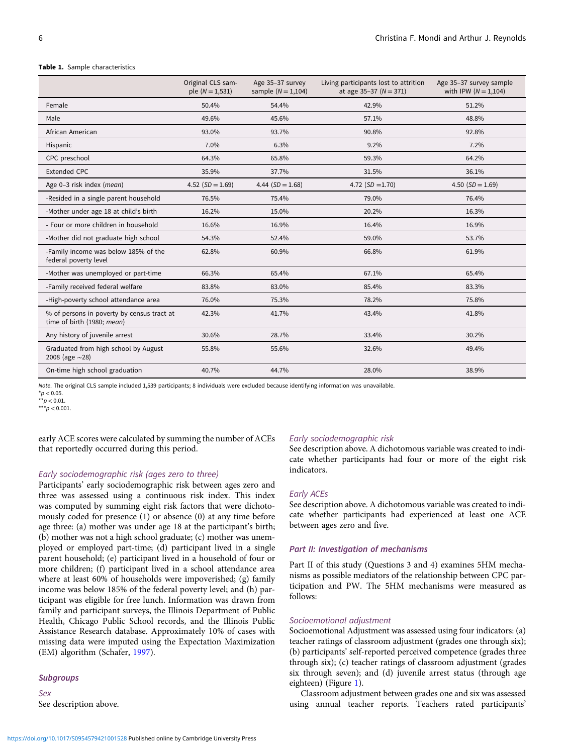**Table 1.** Sample characteristics

| | Original CLS sample ($N = 1,531$) | Age 35–37 survey sample ($N = 1,104$) | Living participants lost to attrition at age 35–37 ($N = 371$) | Age 35–37 survey sample with IPW ($N = 1,104$) |
|---|---|---|---|---|
| Female | 50.4% | 54.4% | 42.9% | 51.2% |
| Male | 49.6% | 45.6% | 57.1% | 48.8% |
| African American | 93.0% | 93.7% | 90.8% | 92.8% |
| Hispanic | 7.0% | 6.3% | 9.2% | 7.2% |
| CPC preschool | 64.3% | 65.8% | 59.3% | 64.2% |
| Extended CPC | 35.9% | 37.7% | 31.5% | 36.1% |
| Age 0–3 risk index (*mean*) | 4.52 ($SD = 1.69$) | 4.44 ($SD = 1.68$) | 4.72 ($SD = 1.70$) | 4.50 ($SD = 1.69$) |
| -Resided in a single parent household | 76.5% | 75.4% | 79.0% | 76.4% |
| -Mother under age 18 at child's birth | 16.2% | 15.0% | 20.2% | 16.3% |
| - Four or more children in household | 16.6% | 16.9% | 16.4% | 16.9% |
| -Mother did not graduate high school | 54.3% | 52.4% | 59.0% | 53.7% |
| -Family income was below 185% of the federal poverty level | 62.8% | 60.9% | 66.8% | 61.9% |
| -Mother was unemployed or part-time | 66.3% | 65.4% | 67.1% | 65.4% |
| -Family received federal welfare | 83.8% | 83.0% | 85.4% | 83.3% |
| -High-poverty school attendance area | 76.0% | 75.3% | 78.2% | 75.8% |
| % of persons in poverty by census tract at time of birth (1980; *mean*) | 42.3% | 41.7% | 43.4% | 41.8% |
| Any history of juvenile arrest | 30.6% | 28.7% | 33.4% | 30.2% |
| Graduated from high school by August 2008 (age ~28) | 55.8% | 55.6% | 32.6% | 49.4% |
| On-time high school graduation | 40.7% | 44.7% | 28.0% | 38.9% |

*Note*. The original CLS sample included 1,539 participants; 8 individuals were excluded because identifying information was unavailable.
*$p < 0.05$.
**$p < 0.01$.
***$p < 0.001$.

early ACE scores were calculated by summing the number of ACEs that reportedly occurred during this period.

*Early sociodemographic risk (ages zero to three)*

Participants' early sociodemographic risk between ages zero and three was assessed using a continuous risk index. This index was computed by summing eight risk factors that were dichotomously coded for presence (1) or absence (0) at any time before age three: (a) mother was under age 18 at the participant's birth; (b) mother was not a high school graduate; (c) mother was unemployed or employed part-time; (d) participant lived in a single parent household; (e) participant lived in a household of four or more children; (f) participant lived in a school attendance area where at least 60% of households were impoverished; (g) family income was below 185% of the federal poverty level; and (h) participant was eligible for free lunch. Information was drawn from family and participant surveys, the Illinois Department of Public Health, Chicago Public School records, and the Illinois Public Assistance Research database. Approximately 10% of cases with missing data were imputed using the Expectation Maximization (EM) algorithm (Schafer, 1997).

### Subgroups

*Sex*

See description above.

*Early sociodemographic risk*

See description above. A dichotomous variable was created to indicate whether participants had four or more of the eight risk indicators.

*Early ACEs*

See description above. A dichotomous variable was created to indicate whether participants had experienced at least one ACE between ages zero and five.

### Part II: Investigation of mechanisms

Part II of this study (Questions 3 and 4) examines 5HM mechanisms as possible mediators of the relationship between CPC participation and PW. The 5HM mechanisms were measured as follows:

*Socioemotional adjustment*

Socioemotional Adjustment was assessed using four indicators: (a) teacher ratings of classroom adjustment (grades one through six); (b) participants' self-reported perceived competence (grades three through six); (c) teacher ratings of classroom adjustment (grades six through seven); and (d) juvenile arrest status (through age eighteen) (Figure 1).

Classroom adjustment between grades one and six was assessed using annual teacher reports. Teachers rated participants'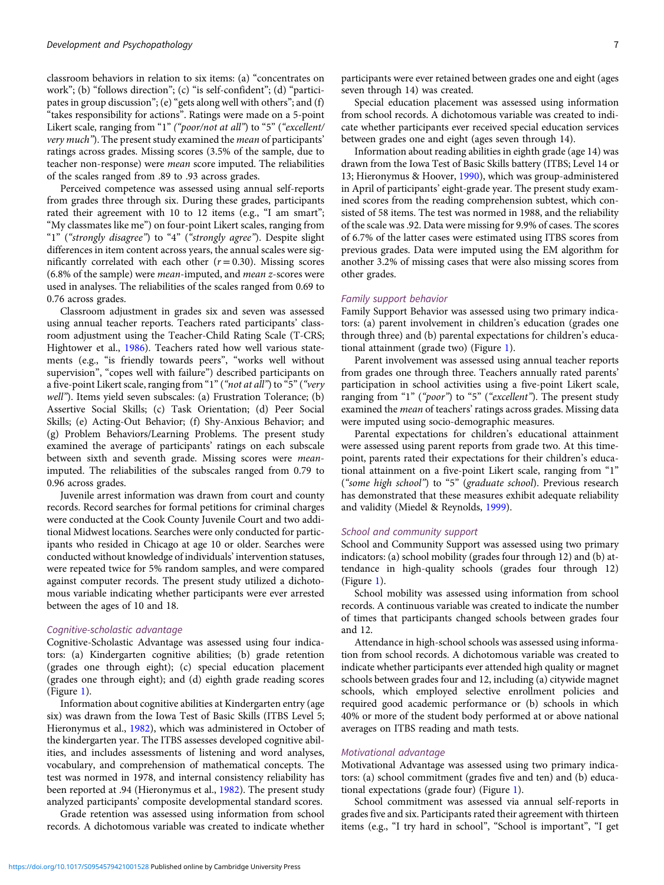classroom behaviors in relation to six items: (a) "concentrates on work"; (b) "follows direction"; (c) "is self-confident"; (d) "participates in group discussion"; (e) "gets along well with others"; and (f) "takes responsibility for actions". Ratings were made on a 5-point Likert scale, ranging from "1" (*"poor/not at all"*) to "5" (*"excellent/very much"*). The present study examined the *mean* of participants' ratings across grades. Missing scores (3.5% of the sample, due to teacher non-response) were *mean* score imputed. The reliabilities of the scales ranged from .89 to .93 across grades.

Perceived competence was assessed using annual self-reports from grades three through six. During these grades, participants rated their agreement with 10 to 12 items (e.g., "I am smart"; "My classmates like me") on four-point Likert scales, ranging from "1" (*"strongly disagree"*) to "4" (*"strongly agree"*). Despite slight differences in item content across years, the annual scales were significantly correlated with each other ($r = 0.30$). Missing scores (6.8% of the sample) were *mean*-imputed, and *mean z*-scores were used in analyses. The reliabilities of the scales ranged from 0.69 to 0.76 across grades.

Classroom adjustment in grades six and seven was assessed using annual teacher reports. Teachers rated participants' classroom adjustment using the Teacher-Child Rating Scale (T-CRS; Hightower et al., 1986). Teachers rated how well various statements (e.g., "is friendly towards peers", "works well without supervision", "copes well with failure") described participants on a five-point Likert scale, ranging from "1" (*"not at all"*) to "5" (*"very well"*). Items yield seven subscales: (a) Frustration Tolerance; (b) Assertive Social Skills; (c) Task Orientation; (d) Peer Social Skills; (e) Acting-Out Behavior; (f) Shy-Anxious Behavior; and (g) Problem Behaviors/Learning Problems. The present study examined the average of participants' ratings on each subscale between sixth and seventh grade. Missing scores were *mean*-imputed. The reliabilities of the subscales ranged from 0.79 to 0.96 across grades.

Juvenile arrest information was drawn from court and county records. Record searches for formal petitions for criminal charges were conducted at the Cook County Juvenile Court and two additional Midwest locations. Searches were only conducted for participants who resided in Chicago at age 10 or older. Searches were conducted without knowledge of individuals' intervention statuses, were repeated twice for 5% random samples, and were compared against computer records. The present study utilized a dichotomous variable indicating whether participants were ever arrested between the ages of 10 and 18.

### Cognitive-scholastic advantage

Cognitive-Scholastic Advantage was assessed using four indicators: (a) Kindergarten cognitive abilities; (b) grade retention (grades one through eight); (c) special education placement (grades one through eight); and (d) eighth grade reading scores (Figure 1).

Information about cognitive abilities at Kindergarten entry (age six) was drawn from the Iowa Test of Basic Skills (ITBS Level 5; Hieronymus et al., 1982), which was administered in October of the kindergarten year. The ITBS assesses developed cognitive abilities, and includes assessments of listening and word analyses, vocabulary, and comprehension of mathematical concepts. The test was normed in 1978, and internal consistency reliability has been reported at .94 (Hieronymus et al., 1982). The present study analyzed participants' composite developmental standard scores.

Grade retention was assessed using information from school records. A dichotomous variable was created to indicate whether participants were ever retained between grades one and eight (ages seven through 14) was created.

Special education placement was assessed using information from school records. A dichotomous variable was created to indicate whether participants ever received special education services between grades one and eight (ages seven through 14).

Information about reading abilities in eighth grade (age 14) was drawn from the Iowa Test of Basic Skills battery (ITBS; Level 14 or 13; Hieronymus & Hoover, 1990), which was group-administered in April of participants' eight-grade year. The present study examined scores from the reading comprehension subtest, which consisted of 58 items. The test was normed in 1988, and the reliability of the scale was .92. Data were missing for 9.9% of cases. The scores of 6.7% of the latter cases were estimated using ITBS scores from previous grades. Data were imputed using the EM algorithm for another 3.2% of missing cases that were also missing scores from other grades.

### Family support behavior

Family Support Behavior was assessed using two primary indicators: (a) parent involvement in children's education (grades one through three) and (b) parental expectations for children's educational attainment (grade two) (Figure 1).

Parent involvement was assessed using annual teacher reports from grades one through three. Teachers annually rated parents' participation in school activities using a five-point Likert scale, ranging from "1" (*"poor"*) to "5" (*"excellent"*). The present study examined the *mean* of teachers' ratings across grades. Missing data were imputed using socio-demographic measures.

Parental expectations for children's educational attainment were assessed using parent reports from grade two. At this timepoint, parents rated their expectations for their children's educational attainment on a five-point Likert scale, ranging from "1" (*"some high school"*) to "5" (*graduate school*). Previous research has demonstrated that these measures exhibit adequate reliability and validity (Miedel & Reynolds, 1999).

### School and community support

School and Community Support was assessed using two primary indicators: (a) school mobility (grades four through 12) and (b) attendance in high-quality schools (grades four through 12) (Figure 1).

School mobility was assessed using information from school records. A continuous variable was created to indicate the number of times that participants changed schools between grades four and 12.

Attendance in high-school schools was assessed using information from school records. A dichotomous variable was created to indicate whether participants ever attended high quality or magnet schools between grades four and 12, including (a) citywide magnet schools, which employed selective enrollment policies and required good academic performance or (b) schools in which 40% or more of the student body performed at or above national averages on ITBS reading and math tests.

### Motivational advantage

Motivational Advantage was assessed using two primary indicators: (a) school commitment (grades five and ten) and (b) educational expectations (grade four) (Figure 1).

School commitment was assessed via annual self-reports in grades five and six. Participants rated their agreement with thirteen items (e.g., "I try hard in school", "School is important", "I get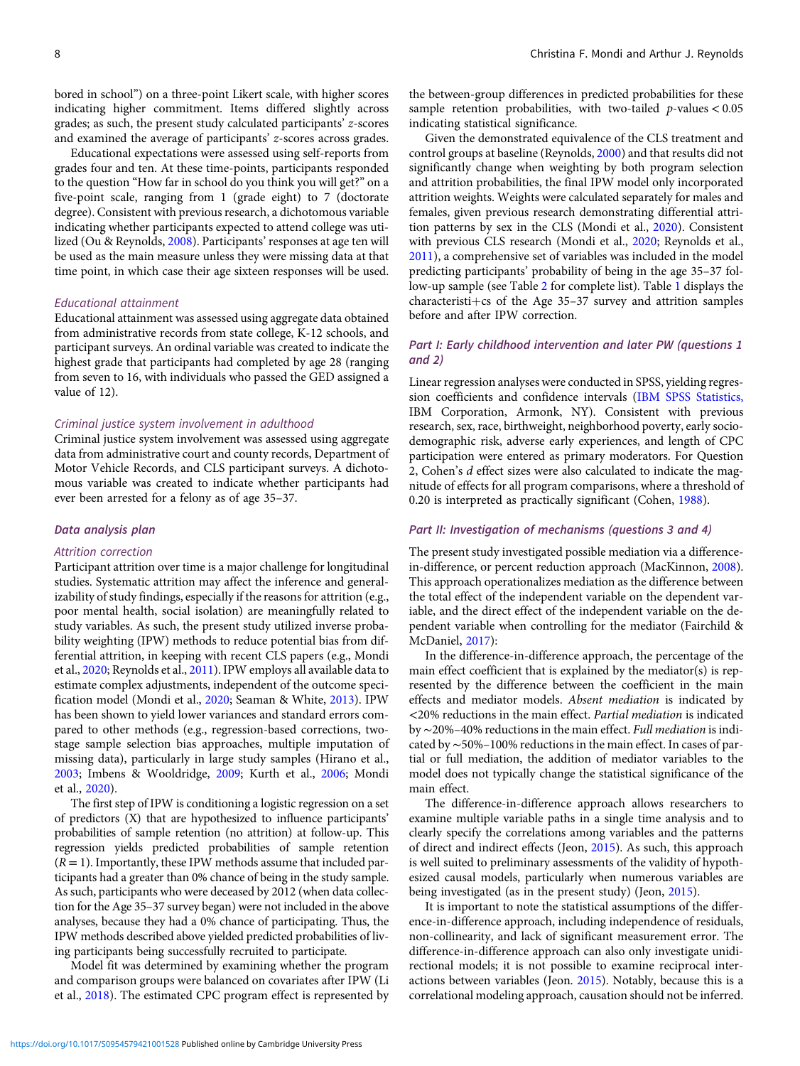bored in school") on a three-point Likert scale, with higher scores indicating higher commitment. Items differed slightly across grades; as such, the present study calculated participants' z-scores and examined the average of participants' z-scores across grades.

Educational expectations were assessed using self-reports from grades four and ten. At these time-points, participants responded to the question "How far in school do you think you will get?" on a five-point scale, ranging from 1 (grade eight) to 7 (doctorate degree). Consistent with previous research, a dichotomous variable indicating whether participants expected to attend college was utilized (Ou & Reynolds, 2008). Participants' responses at age ten will be used as the main measure unless they were missing data at that time point, in which case their age sixteen responses will be used.

#### *Educational attainment*

Educational attainment was assessed using aggregate data obtained from administrative records from state college, K-12 schools, and participant surveys. An ordinal variable was created to indicate the highest grade that participants had completed by age 28 (ranging from seven to 16, with individuals who passed the GED assigned a value of 12).

#### *Criminal justice system involvement in adulthood*

Criminal justice system involvement was assessed using aggregate data from administrative court and county records, Department of Motor Vehicle Records, and CLS participant surveys. A dichotomous variable was created to indicate whether participants had ever been arrested for a felony as of age 35–37.

### *Data analysis plan*

#### *Attrition correction*

Participant attrition over time is a major challenge for longitudinal studies. Systematic attrition may affect the inference and generalizability of study findings, especially if the reasons for attrition (e.g., poor mental health, social isolation) are meaningfully related to study variables. As such, the present study utilized inverse probability weighting (IPW) methods to reduce potential bias from differential attrition, in keeping with recent CLS papers (e.g., Mondi et al., 2020; Reynolds et al., 2011). IPW employs all available data to estimate complex adjustments, independent of the outcome specification model (Mondi et al., 2020; Seaman & White, 2013). IPW has been shown to yield lower variances and standard errors compared to other methods (e.g., regression-based corrections, two-stage sample selection bias approaches, multiple imputation of missing data), particularly in large study samples (Hirano et al., 2003; Imbens & Wooldridge, 2009; Kurth et al., 2006; Mondi et al., 2020).

The first step of IPW is conditioning a logistic regression on a set of predictors (X) that are hypothesized to influence participants' probabilities of sample retention (no attrition) at follow-up. This regression yields predicted probabilities of sample retention ($R = 1$). Importantly, these IPW methods assume that included participants had a greater than 0% chance of being in the study sample. As such, participants who were deceased by 2012 (when data collection for the Age 35–37 survey began) were not included in the above analyses, because they had a 0% chance of participating. Thus, the IPW methods described above yielded predicted probabilities of living participants being successfully recruited to participate.

Model fit was determined by examining whether the program and comparison groups were balanced on covariates after IPW (Li et al., 2018). The estimated CPC program effect is represented by the between-group differences in predicted probabilities for these sample retention probabilities, with two-tailed $p$-values $< 0.05$ indicating statistical significance.

Given the demonstrated equivalence of the CLS treatment and control groups at baseline (Reynolds, 2000) and that results did not significantly change when weighting by both program selection and attrition probabilities, the final IPW model only incorporated attrition weights. Weights were calculated separately for males and females, given previous research demonstrating differential attrition patterns by sex in the CLS (Mondi et al., 2020). Consistent with previous CLS research (Mondi et al., 2020; Reynolds et al., 2011), a comprehensive set of variables was included in the model predicting participants' probability of being in the age 35–37 follow-up sample (see Table 2 for complete list). Table 1 displays the characteristi+cs of the Age 35–37 survey and attrition samples before and after IPW correction.

### *Part I: Early childhood intervention and later PW (questions 1 and 2)*

Linear regression analyses were conducted in SPSS, yielding regression coefficients and confidence intervals (IBM SPSS Statistics, IBM Corporation, Armonk, NY). Consistent with previous research, sex, race, birthweight, neighborhood poverty, early sociodemographic risk, adverse early experiences, and length of CPC participation were entered as primary moderators. For Question 2, Cohen's $d$ effect sizes were also calculated to indicate the magnitude of effects for all program comparisons, where a threshold of 0.20 is interpreted as practically significant (Cohen, 1988).

### *Part II: Investigation of mechanisms (questions 3 and 4)*

The present study investigated possible mediation via a difference-in-difference, or percent reduction approach (MacKinnon, 2008). This approach operationalizes mediation as the difference between the total effect of the independent variable on the dependent variable, and the direct effect of the independent variable on the dependent variable when controlling for the mediator (Fairchild & McDaniel, 2017):

In the difference-in-difference approach, the percentage of the main effect coefficient that is explained by the mediator(s) is represented by the difference between the coefficient in the main effects and mediator models. *Absent mediation* is indicated by <20% reductions in the main effect. *Partial mediation* is indicated by ~20%–40% reductions in the main effect. *Full mediation* is indicated by ~50%–100% reductions in the main effect. In cases of partial or full mediation, the addition of mediator variables to the model does not typically change the statistical significance of the main effect.

The difference-in-difference approach allows researchers to examine multiple variable paths in a single time analysis and to clearly specify the correlations among variables and the patterns of direct and indirect effects (Jeon, 2015). As such, this approach is well suited to preliminary assessments of the validity of hypothesized causal models, particularly when numerous variables are being investigated (as in the present study) (Jeon, 2015).

It is important to note the statistical assumptions of the difference-in-difference approach, including independence of residuals, non-collinearity, and lack of significant measurement error. The difference-in-difference approach can also only investigate unidirectional models; it is not possible to examine reciprocal interactions between variables (Jeon. 2015). Notably, because this is a correlational modeling approach, causation should not be inferred.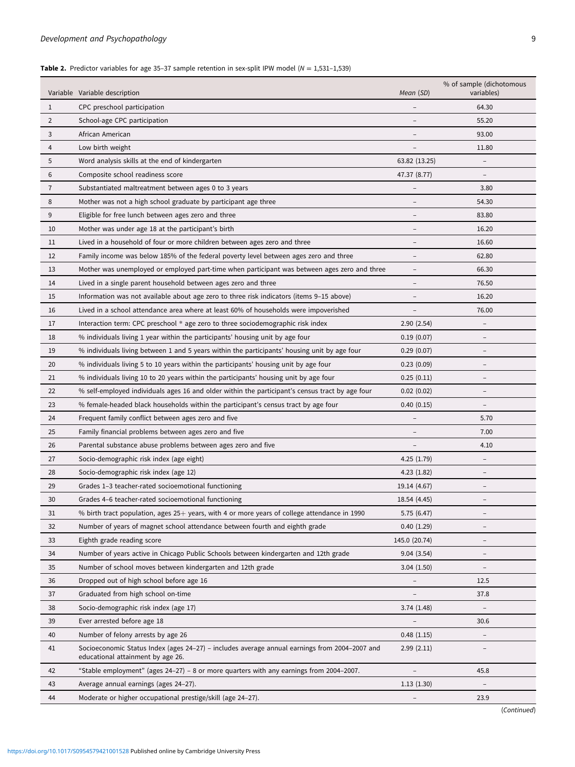**Table 2.** Predictor variables for age 35–37 sample retention in sex-split IPW model (*N* = 1,531–1,539)

| Variable | Variable description | *Mean* (*SD*) | % of sample (dichotomous variables) |
|---|---|---|---|
| 1 | CPC preschool participation | – | 64.30 |
| 2 | School-age CPC participation | – | 55.20 |
| 3 | African American | – | 93.00 |
| 4 | Low birth weight | – | 11.80 |
| 5 | Word analysis skills at the end of kindergarten | 63.82 (13.25) | – |
| 6 | Composite school readiness score | 47.37 (8.77) | – |
| 7 | Substantiated maltreatment between ages 0 to 3 years | – | 3.80 |
| 8 | Mother was not a high school graduate by participant age three | – | 54.30 |
| 9 | Eligible for free lunch between ages zero and three | – | 83.80 |
| 10 | Mother was under age 18 at the participant's birth | – | 16.20 |
| 11 | Lived in a household of four or more children between ages zero and three | – | 16.60 |
| 12 | Family income was below 185% of the federal poverty level between ages zero and three | – | 62.80 |
| 13 | Mother was unemployed or employed part-time when participant was between ages zero and three | – | 66.30 |
| 14 | Lived in a single parent household between ages zero and three | – | 76.50 |
| 15 | Information was not available about age zero to three risk indicators (items 9–15 above) | – | 16.20 |
| 16 | Lived in a school attendance area where at least 60% of households were impoverished | – | 76.00 |
| 17 | Interaction term: CPC preschool * age zero to three sociodemographic risk index | 2.90 (2.54) | – |
| 18 | % individuals living 1 year within the participants' housing unit by age four | 0.19 (0.07) | – |
| 19 | % individuals living between 1 and 5 years within the participants' housing unit by age four | 0.29 (0.07) | – |
| 20 | % individuals living 5 to 10 years within the participants' housing unit by age four | 0.23 (0.09) | – |
| 21 | % individuals living 10 to 20 years within the participants' housing unit by age four | 0.25 (0.11) | – |
| 22 | % self-employed individuals ages 16 and older within the participant's census tract by age four | 0.02 (0.02) | – |
| 23 | % female-headed black households within the participant's census tract by age four | 0.40 (0.15) | – |
| 24 | Frequent family conflict between ages zero and five | – | 5.70 |
| 25 | Family financial problems between ages zero and five | – | 7.00 |
| 26 | Parental substance abuse problems between ages zero and five | – | 4.10 |
| 27 | Socio-demographic risk index (age eight) | 4.25 (1.79) | – |
| 28 | Socio-demographic risk index (age 12) | 4.23 (1.82) | – |
| 29 | Grades 1–3 teacher-rated socioemotional functioning | 19.14 (4.67) | – |
| 30 | Grades 4–6 teacher-rated socioemotional functioning | 18.54 (4.45) | – |
| 31 | % birth tract population, ages 25+ years, with 4 or more years of college attendance in 1990 | 5.75 (6.47) | – |
| 32 | Number of years of magnet school attendance between fourth and eighth grade | 0.40 (1.29) | – |
| 33 | Eighth grade reading score | 145.0 (20.74) | – |
| 34 | Number of years active in Chicago Public Schools between kindergarten and 12th grade | 9.04 (3.54) | – |
| 35 | Number of school moves between kindergarten and 12th grade | 3.04 (1.50) | – |
| 36 | Dropped out of high school before age 16 | – | 12.5 |
| 37 | Graduated from high school on-time | – | 37.8 |
| 38 | Socio-demographic risk index (age 17) | 3.74 (1.48) | – |
| 39 | Ever arrested before age 18 | – | 30.6 |
| 40 | Number of felony arrests by age 26 | 0.48 (1.15) | – |
| 41 | Socioeconomic Status Index (ages 24–27) – includes average annual earnings from 2004–2007 and educational attainment by age 26. | 2.99 (2.11) | – |
| 42 | "Stable employment" (ages 24–27) – 8 or more quarters with any earnings from 2004–2007. | – | 45.8 |
| 43 | Average annual earnings (ages 24–27). | 1.13 (1.30) | – |
| 44 | Moderate or higher occupational prestige/skill (age 24–27). | – | 23.9 |

(*Continued*)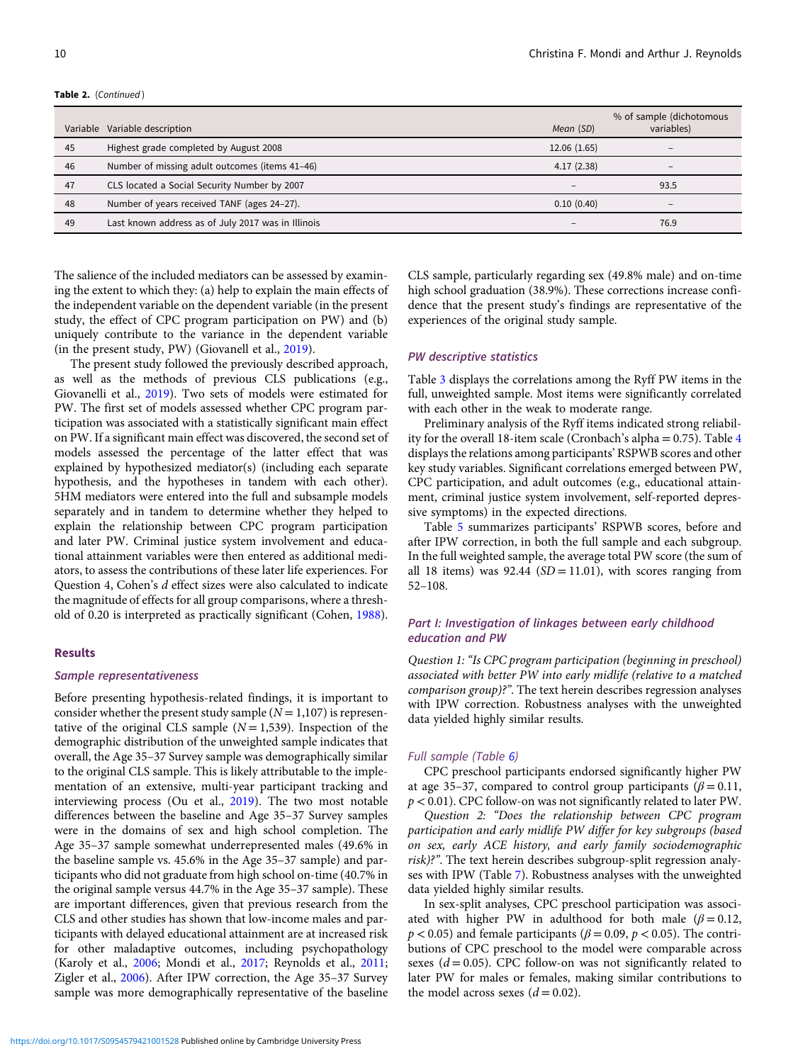**Table 2.** (*Continued*)

| Variable | Variable description | *Mean* (*SD*) | % of sample (dichotomous variables) |
|---|---|---|---|
| 45 | Highest grade completed by August 2008 | 12.06 (1.65) | – |
| 46 | Number of missing adult outcomes (items 41–46) | 4.17 (2.38) | – |
| 47 | CLS located a Social Security Number by 2007 | – | 93.5 |
| 48 | Number of years received TANF (ages 24–27). | 0.10 (0.40) | – |
| 49 | Last known address as of July 2017 was in Illinois | – | 76.9 |

The salience of the included mediators can be assessed by examining the extent to which they: (a) help to explain the main effects of the independent variable on the dependent variable (in the present study, the effect of CPC program participation on PW) and (b) uniquely contribute to the variance in the dependent variable (in the present study, PW) (Giovanell et al., 2019).

The present study followed the previously described approach, as well as the methods of previous CLS publications (e.g., Giovanelli et al., 2019). Two sets of models were estimated for PW. The first set of models assessed whether CPC program participation was associated with a statistically significant main effect on PW. If a significant main effect was discovered, the second set of models assessed the percentage of the latter effect that was explained by hypothesized mediator(s) (including each separate hypothesis, and the hypotheses in tandem with each other). 5HM mediators were entered into the full and subsample models separately and in tandem to determine whether they helped to explain the relationship between CPC program participation and later PW. Criminal justice system involvement and educational attainment variables were then entered as additional mediators, to assess the contributions of these later life experiences. For Question 4, Cohen's *d* effect sizes were also calculated to indicate the magnitude of effects for all group comparisons, where a threshold of 0.20 is interpreted as practically significant (Cohen, 1988).

## Results

### Sample representativeness

Before presenting hypothesis-related findings, it is important to consider whether the present study sample ($N = 1{,}107$) is representative of the original CLS sample ($N = 1{,}539$). Inspection of the demographic distribution of the unweighted sample indicates that overall, the Age 35–37 Survey sample was demographically similar to the original CLS sample. This is likely attributable to the implementation of an extensive, multi-year participant tracking and interviewing process (Ou et al., 2019). The two most notable differences between the baseline and Age 35–37 Survey samples were in the domains of sex and high school completion. The Age 35–37 sample somewhat underrepresented males (49.6% in the baseline sample vs. 45.6% in the Age 35–37 sample) and participants who did not graduate from high school on-time (40.7% in the original sample versus 44.7% in the Age 35–37 sample). These are important differences, given that previous research from the CLS and other studies has shown that low-income males and participants with delayed educational attainment are at increased risk for other maladaptive outcomes, including psychopathology (Karoly et al., 2006; Mondi et al., 2017; Reynolds et al., 2011; Zigler et al., 2006). After IPW correction, the Age 35–37 Survey sample was more demographically representative of the baseline CLS sample, particularly regarding sex (49.8% male) and on-time high school graduation (38.9%). These corrections increase confidence that the present study's findings are representative of the experiences of the original study sample.

### PW descriptive statistics

Table 3 displays the correlations among the Ryff PW items in the full, unweighted sample. Most items were significantly correlated with each other in the weak to moderate range.

Preliminary analysis of the Ryff items indicated strong reliability for the overall 18-item scale (Cronbach's alpha = 0.75). Table 4 displays the relations among participants' RSPWB scores and other key study variables. Significant correlations emerged between PW, CPC participation, and adult outcomes (e.g., educational attainment, criminal justice system involvement, self-reported depressive symptoms) in the expected directions.

Table 5 summarizes participants' RSPWB scores, before and after IPW correction, in both the full sample and each subgroup. In the full weighted sample, the average total PW score (the sum of all 18 items) was 92.44 ($SD = 11.01$), with scores ranging from 52–108.

### Part I: Investigation of linkages between early childhood education and PW

*Question 1: "Is CPC program participation (beginning in preschool) associated with better PW into early midlife (relative to a matched comparison group)?"*. The text herein describes regression analyses with IPW correction. Robustness analyses with the unweighted data yielded highly similar results.

#### Full sample (Table 6)

CPC preschool participants endorsed significantly higher PW at age 35–37, compared to control group participants ($\beta = 0.11$, $p < 0.01$). CPC follow-on was not significantly related to later PW.

*Question 2: "Does the relationship between CPC program participation and early midlife PW differ for key subgroups (based on sex, early ACE history, and early family sociodemographic risk)?"*. The text herein describes subgroup-split regression analyses with IPW (Table 7). Robustness analyses with the unweighted data yielded highly similar results.

In sex-split analyses, CPC preschool participation was associated with higher PW in adulthood for both male ($\beta = 0.12$, $p < 0.05$) and female participants ($\beta = 0.09$, $p < 0.05$). The contributions of CPC preschool to the model were comparable across sexes ($d = 0.05$). CPC follow-on was not significantly related to later PW for males or females, making similar contributions to the model across sexes ($d = 0.02$).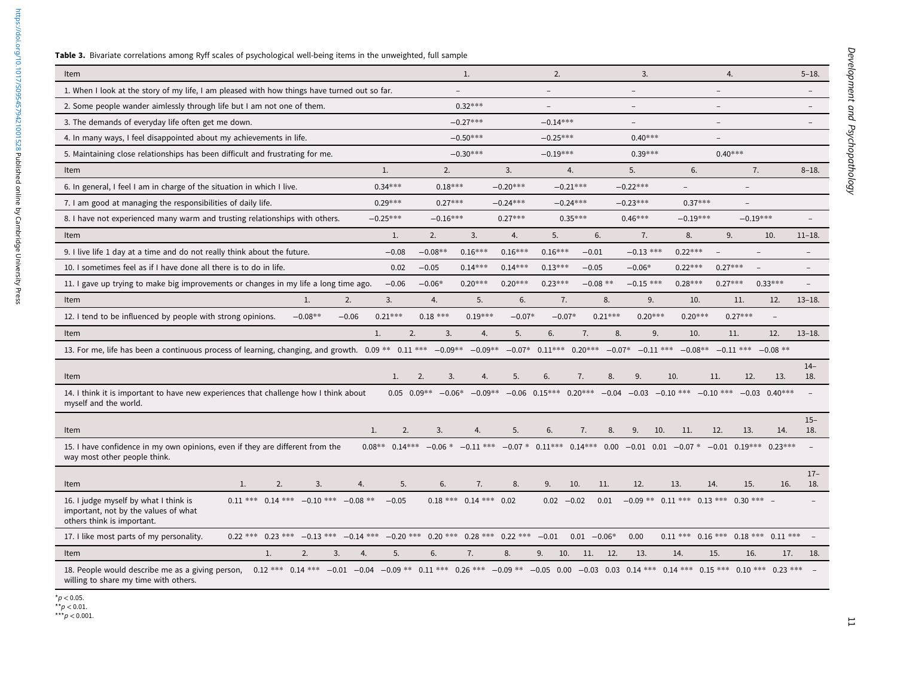**Table 3.** Bivariate correlations among Ryff scales of psychological well-being items in the unweighted, full sample

| Item | 1. | 2. | 3. | 4. | 5. | 6. | 7. | 8. | 9. | 10. | 11. | 12. | 13. | 14. | 15. | 16. | 17. | 18. |
|---|---|---|---|---|---|---|---|---|---|---|---|---|---|---|---|---|---|---|
| 1. When I look at the story of my life, I am pleased with how things have turned out so far. | – | – | – | – | – | – | – | – | – | – | – | – | – | – | – | – | – | – |
| 2. Some people wander aimlessly through life but I am not one of them. | 0.32*** | – | – | – | – | – | – | – | – | – | – | – | – | – | – | – | – | – |
| 3. The demands of everyday life often get me down. | −0.27*** | −0.14*** | – | – | – | – | – | – | – | – | – | – | – | – | – | – | – | – |
| 4. In many ways, I feel disappointed about my achievements in life. | −0.50*** | −0.25*** | 0.40*** | – | | | | | | | | | | | | | | |
| 5. Maintaining close relationships has been difficult and frustrating for me. | −0.30*** | −0.19*** | 0.39*** | 0.40*** | | | | | | | | | | | | | | |
| 6. In general, I feel I am in charge of the situation in which I live. | 0.34*** | 0.18*** | −0.20*** | −0.21*** | −0.22*** | – | – | | | | | | | | | | | |
| 7. I am good at managing the responsibilities of daily life. | 0.29*** | 0.27*** | −0.24*** | −0.24*** | −0.23*** | 0.37*** | – | | | | | | | | | | | |
| 8. I have not experienced many warm and trusting relationships with others. | −0.25*** | −0.16*** | 0.27*** | 0.35*** | 0.46*** | −0.19*** | −0.19*** | – | – | – | – | – | – | – | – | – | – | – |
| 9. I live life 1 day at a time and do not really think about the future. | −0.08 | −0.08** | 0.16*** | 0.16*** | 0.16*** | −0.01 | −0.13 *** | 0.22*** | – | – | – | – | – | – | – | – | – | – |
| 10. I sometimes feel as if I have done all there is to do in life. | 0.02 | −0.05 | 0.14*** | 0.14*** | 0.13*** | −0.05 | −0.06* | 0.22*** | 0.27*** | – | – | – | – | – | – | – | – | – |
| 11. I gave up trying to make big improvements or changes in my life a long time ago. | −0.06 | −0.06* | 0.20*** | 0.20*** | 0.23*** | −0.08 ** | −0.15 *** | 0.28*** | 0.27*** | 0.33*** | – | – | – | – | – | – | – | – |
| 12. I tend to be influenced by people with strong opinions. | −0.08** | −0.06 | 0.21*** | 0.18 *** | 0.19*** | −0.07* | −0.07* | 0.21*** | 0.20*** | 0.20*** | 0.27*** | – | | | | | | |
| 13. For me, life has been a continuous process of learning, changing, and growth. | 0.09 ** | 0.11 *** | −0.09** | −0.09** | −0.07* | 0.11*** | 0.20*** | −0.07* | −0.11 *** | −0.08** | −0.11 *** | −0.08 ** | | | | | | |
| 14. I think it is important to have new experiences that challenge how I think about myself and the world. | 0.05 | 0.09** | −0.06* | −0.09** | −0.06 | 0.15*** | 0.20*** | −0.04 | −0.03 | −0.10 *** | −0.10 *** | −0.03 | 0.40*** | – | – | – | – | – |
| 15. I have confidence in my own opinions, even if they are different from the way most other people think. | 0.08** | 0.14*** | −0.06 * | −0.11 *** | −0.07 * | 0.11*** | 0.14*** | 0.00 | −0.01 | 0.01 | −0.07 * | −0.01 | 0.19*** | 0.23*** | – | – | – | – |
| 16. I judge myself by what I think is important, not by the values of what others think is important. | 0.11 *** | 0.14 *** | −0.10 *** | −0.08 ** | −0.05 | 0.18 *** | 0.14 *** | 0.02 | 0.02 | −0.02 | 0.01 | −0.09 ** | 0.11 *** | 0.13 *** | 0.30 *** | – | – | – |
| 17. I like most parts of my personality. | 0.22 *** | 0.23 *** | −0.13 *** | −0.14 *** | −0.20 *** | 0.20 *** | 0.28 *** | 0.22 *** | −0.01 | 0.01 | −0.06* | 0.00 | 0.11 *** | 0.16 *** | 0.18 *** | 0.11 *** | – | – |
| 18. People would describe me as a giving person, willing to share my time with others. | 0.12 *** | 0.14 *** | −0.01 | −0.04 | −0.09 ** | 0.11 *** | 0.26 *** | −0.09 ** | −0.05 | 0.00 | −0.03 | 0.03 | 0.14 *** | 0.14 *** | 0.15 *** | 0.10 *** | 0.23 *** | – |

*$p < 0.05$.
**$p < 0.01$.
***$p < 0.001$.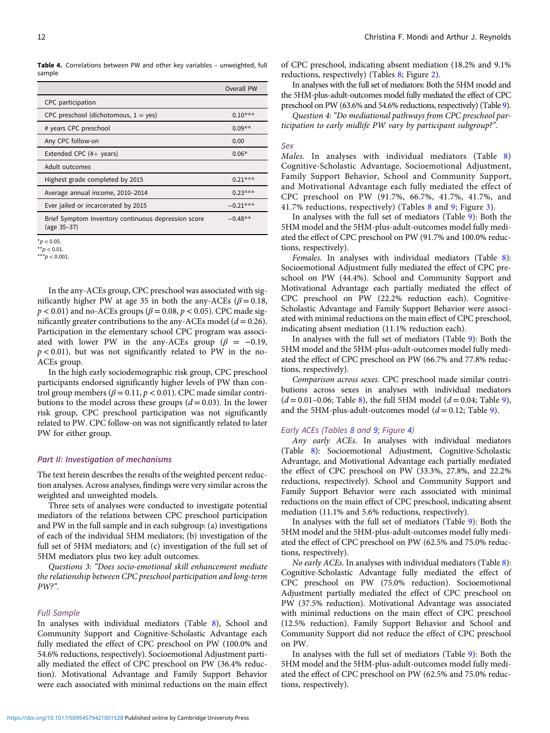**Table 4.** Correlations between PW and other key variables – unweighted, full sample

| | Overall PW |
|---|---|
| CPC participation | |
| CPC preschool (dichotomous, 1 = yes) | 0.10*** |
| # years CPC preschool | 0.09** |
| Any CPC follow-on | 0.00 |
| Extended CPC (4+ years) | 0.06* |
| Adult outcomes | |
| Highest grade completed by 2015 | 0.21*** |
| Average annual income, 2010–2014 | 0.23*** |
| Ever jailed or incarcerated by 2015 | −0.21*** |
| Brief Symptom Inventory continuous depression score (age 35–37) | −0.48** |

*$p < 0.05$.
**$p < 0.01$.
***$p < 0.001$.

In the any-ACEs group, CPC preschool was associated with significantly higher PW at age 35 in both the any-ACEs ($\beta = 0.18$, $p < 0.01$) and no-ACEs groups ($\beta = 0.08$, $p < 0.05$). CPC made significantly greater contributions to the any-ACEs model ($d = 0.26$). Participation in the elementary school CPC program was associated with lower PW in the any-ACEs group ($\beta = -0.19$, $p < 0.01$), but was not significantly related to PW in the no-ACEs group.

In the high early sociodemographic risk group, CPC preschool participants endorsed significantly higher levels of PW than control group members ($\beta = 0.11$, $p < 0.01$). CPC made similar contributions to the model across these groups ($d = 0.03$). In the lower risk group, CPC preschool participation was not significantly related to PW. CPC follow-on was not significantly related to later PW for either group.

### Part II: Investigation of mechanisms

The text herein describes the results of the weighted percent reduction analyses. Across analyses, findings were very similar across the weighted and unweighted models.

Three sets of analyses were conducted to investigate potential mediators of the relations between CPC preschool participation and PW in the full sample and in each subgroup: (a) investigations of each of the individual 5HM mediators; (b) investigation of the full set of 5HM mediators; and (c) investigation of the full set of 5HM mediators plus two key adult outcomes.

*Questions 3: "Does socio-emotional skill enhancement mediate the relationship between CPC preschool participation and long-term PW?".*

#### Full Sample

In analyses with individual mediators (Table 8), School and Community Support and Cognitive-Scholastic Advantage each fully mediated the effect of CPC preschool on PW (100.0% and 54.6% reductions, respectively). Socioemotional Adjustment partially mediated the effect of CPC preschool on PW (36.4% reduction). Motivational Advantage and Family Support Behavior were each associated with minimal reductions on the main effect of CPC preschool, indicating absent mediation (18.2% and 9.1% reductions, respectively) (Tables 8; Figure 2).

In analyses with the full set of mediators: Both the 5HM model and the 5HM-plus-adult-outcomes model fully mediated the effect of CPC preschool on PW (63.6% and 54.6% reductions, respectively) (Table 9).

*Question 4: "Do mediational pathways from CPC preschool participation to early midlife PW vary by participant subgroup?".*

#### Sex

*Males.* In analyses with individual mediators (Table 8) Cognitive-Scholastic Advantage, Socioemotional Adjustment, Family Support Behavior, School and Community Support, and Motivational Advantage each fully mediated the effect of CPC preschool on PW (91.7%, 66.7%, 41.7%, 41.7%, and 41.7% reductions, respectively) (Tables 8 and 9; Figure 3).

In analyses with the full set of mediators (Table 9): Both the 5HM model and the 5HM-plus-adult-outcomes model fully mediated the effect of CPC preschool on PW (91.7% and 100.0% reductions, respectively).

*Females.* In analyses with individual mediators (Table 8): Socioemotional Adjustment fully mediated the effect of CPC preschool on PW (44.4%). School and Community Support and Motivational Advantage each partially mediated the effect of CPC preschool on PW (22.2% reduction each). Cognitive-Scholastic Advantage and Family Support Behavior were associated with minimal reductions on the main effect of CPC preschool, indicating absent mediation (11.1% reduction each).

In analyses with the full set of mediators (Table 9): Both the 5HM model and the 5HM-plus-adult-outcomes model fully mediated the effect of CPC preschool on PW (66.7% and 77.8% reductions, respectively).

*Comparison across sexes.* CPC preschool made similar contributions across sexes in analyses with individual mediators ($d = 0.01$–$0.06$; Table 8), the full 5HM model ($d = 0.04$; Table 9), and the 5HM-plus-adult-outcomes model ($d = 0.12$; Table 9).

#### Early ACEs (Tables 8 and 9; Figure 4)

*Any early ACEs.* In analyses with individual mediators (Table 8): Socioemotional Adjustment, Cognitive-Scholastic Advantage, and Motivational Advantage each partially mediated the effect of CPC preschool on PW (33.3%, 27.8%, and 22.2% reductions, respectively). School and Community Support and Family Support Behavior were each associated with minimal reductions on the main effect of CPC preschool, indicating absent mediation (11.1% and 5.6% reductions, respectively).

In analyses with the full set of mediators (Table 9): Both the 5HM model and the 5HM-plus-adult-outcomes model fully mediated the effect of CPC preschool on PW (62.5% and 75.0% reductions, respectively).

*No early ACEs.* In analyses with individual mediators (Table 8): Cognitive-Scholastic Advantage fully mediated the effect of CPC preschool on PW (75.0% reduction). Socioemotional Adjustment partially mediated the effect of CPC preschool on PW (37.5% reduction). Motivational Advantage was associated with minimal reductions on the main effect of CPC preschool (12.5% reduction). Family Support Behavior and School and Community Support did not reduce the effect of CPC preschool on PW.

In analyses with the full set of mediators (Table 9): Both the 5HM model and the 5HM-plus-adult-outcomes model fully mediated the effect of CPC preschool on PW (62.5% and 75.0% reductions, respectively).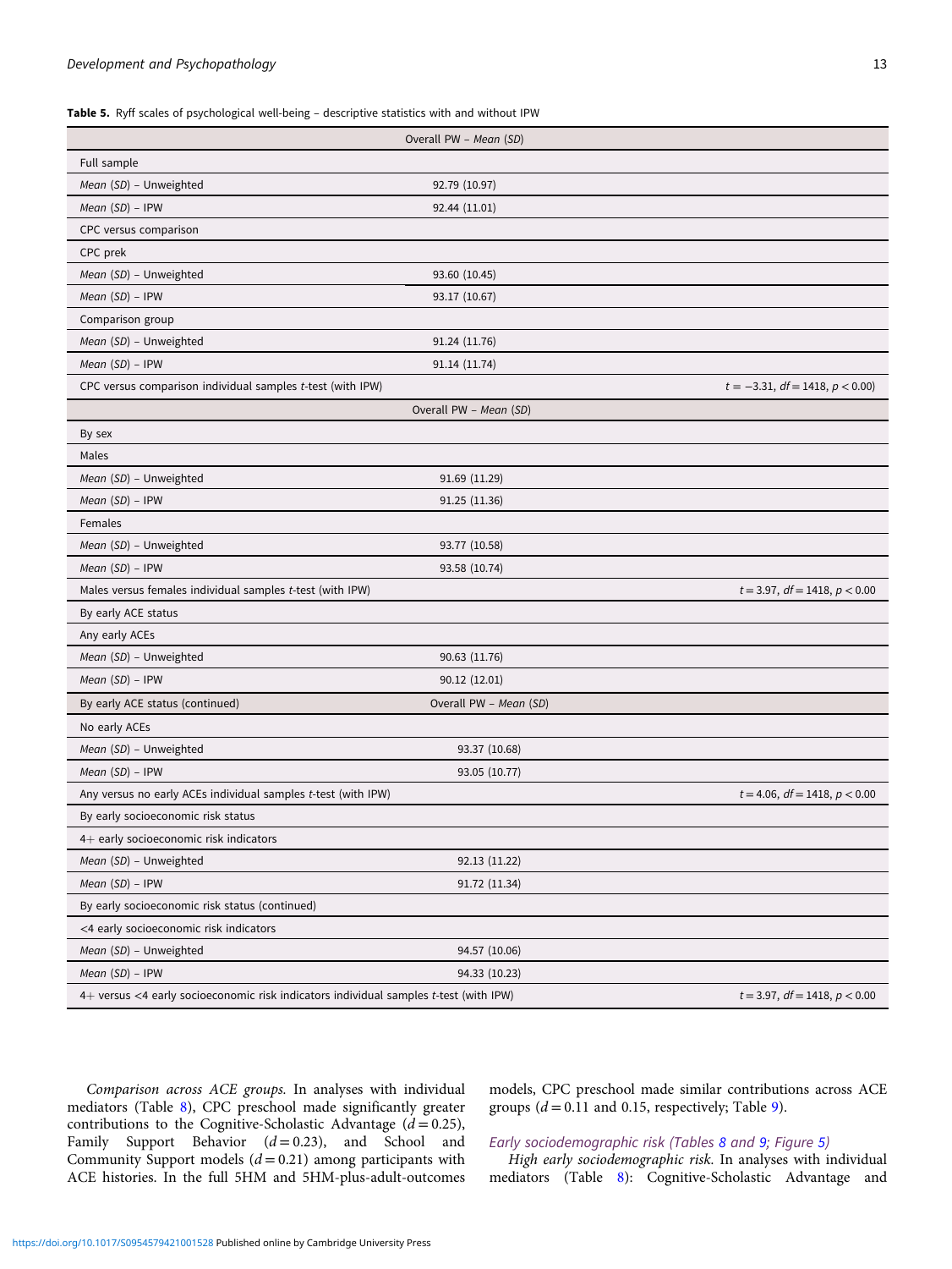**Table 5.** Ryff scales of psychological well-being – descriptive statistics with and without IPW

| | Overall PW – *Mean* (*SD*) | |
|---|---|---|
| Full sample | | |
| *Mean* (*SD*) – Unweighted | 92.79 (10.97) | |
| *Mean* (*SD*) – IPW | 92.44 (11.01) | |
| CPC versus comparison | | |
| CPC prek | | |
| *Mean* (*SD*) – Unweighted | 93.60 (10.45) | |
| *Mean* (*SD*) – IPW | 93.17 (10.67) | |
| Comparison group | | |
| *Mean* (*SD*) – Unweighted | 91.24 (11.76) | |
| *Mean* (*SD*) – IPW | 91.14 (11.74) | |
| CPC versus comparison individual samples *t*-test (with IPW) | | $t = -3.31$, $df = 1418$, $p < 0.00$) |
| | Overall PW – *Mean* (*SD*) | |
| By sex | | |
| Males | | |
| *Mean* (*SD*) – Unweighted | 91.69 (11.29) | |
| *Mean* (*SD*) – IPW | 91.25 (11.36) | |
| Females | | |
| *Mean* (*SD*) – Unweighted | 93.77 (10.58) | |
| *Mean* (*SD*) – IPW | 93.58 (10.74) | |
| Males versus females individual samples *t*-test (with IPW) | | $t = 3.97$, $df = 1418$, $p < 0.00$ |
| By early ACE status | | |
| Any early ACEs | | |
| *Mean* (*SD*) – Unweighted | 90.63 (11.76) | |
| *Mean* (*SD*) – IPW | 90.12 (12.01) | |
| By early ACE status (continued) | Overall PW – *Mean* (*SD*) | |
| No early ACEs | | |
| *Mean* (*SD*) – Unweighted | 93.37 (10.68) | |
| *Mean* (*SD*) – IPW | 93.05 (10.77) | |
| Any versus no early ACEs individual samples *t*-test (with IPW) | | $t = 4.06$, $df = 1418$, $p < 0.00$ |
| By early socioeconomic risk status | | |
| 4+ early socioeconomic risk indicators | | |
| *Mean* (*SD*) – Unweighted | 92.13 (11.22) | |
| *Mean* (*SD*) – IPW | 91.72 (11.34) | |
| By early socioeconomic risk status (continued) | | |
| <4 early socioeconomic risk indicators | | |
| *Mean* (*SD*) – Unweighted | 94.57 (10.06) | |
| *Mean* (*SD*) – IPW | 94.33 (10.23) | |
| 4+ versus <4 early socioeconomic risk indicators individual samples *t*-test (with IPW) | | $t = 3.97$, $df = 1418$, $p < 0.00$ |

*Comparison across ACE groups.* In analyses with individual mediators (Table 8), CPC preschool made significantly greater contributions to the Cognitive-Scholastic Advantage ($d = 0.25$), Family Support Behavior ($d = 0.23$), and School and Community Support models ($d = 0.21$) among participants with ACE histories. In the full 5HM and 5HM-plus-adult-outcomes models, CPC preschool made similar contributions across ACE groups ($d = 0.11$ and 0.15, respectively; Table 9).

*Early sociodemographic risk (Tables 8 and 9; Figure 5)*

*High early sociodemographic risk.* In analyses with individual mediators (Table 8): Cognitive-Scholastic Advantage and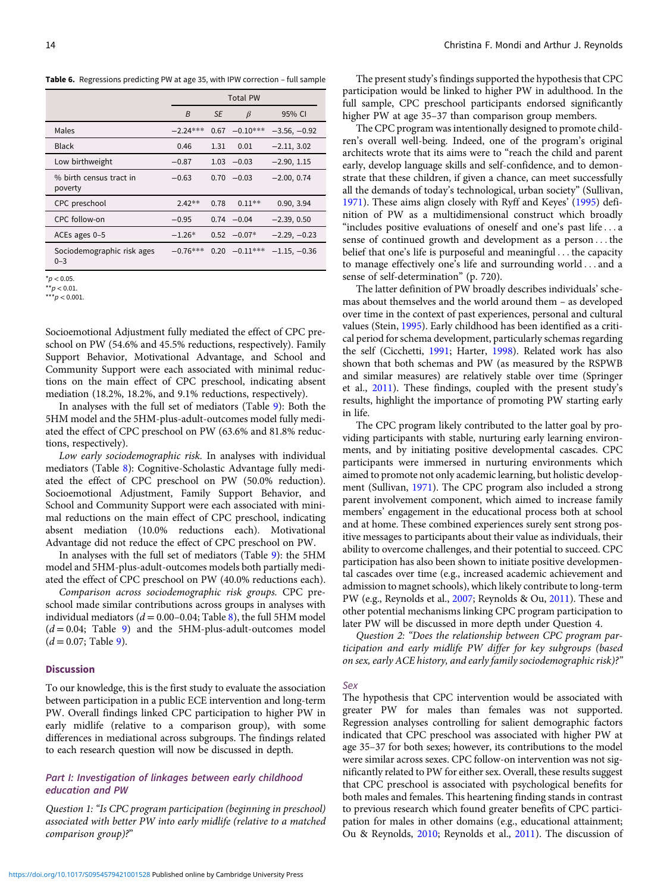**Table 6.** Regressions predicting PW at age 35, with IPW correction – full sample

| | Total PW | | | |
|---|---|---|---|---|
| | *B* | *SE* | *β* | 95% CI |
| Males | −2.24*** | 0.67 | −0.10*** | −3.56, −0.92 |
| Black | 0.46 | 1.31 | 0.01 | −2.11, 3.02 |
| Low birthweight | −0.87 | 1.03 | −0.03 | −2.90, 1.15 |
| % birth census tract in poverty | −0.63 | 0.70 | −0.03 | −2.00, 0.74 |
| CPC preschool | 2.42** | 0.78 | 0.11** | 0.90, 3.94 |
| CPC follow-on | −0.95 | 0.74 | −0.04 | −2.39, 0.50 |
| ACEs ages 0–5 | −1.26* | 0.52 | −0.07* | −2.29, −0.23 |
| Sociodemographic risk ages 0–3 | −0.76*** | 0.20 | −0.11*** | −1.15, −0.36 |

*$p < 0.05$.
**$p < 0.01$.
***$p < 0.001$.

Socioemotional Adjustment fully mediated the effect of CPC preschool on PW (54.6% and 45.5% reductions, respectively). Family Support Behavior, Motivational Advantage, and School and Community Support were each associated with minimal reductions on the main effect of CPC preschool, indicating absent mediation (18.2%, 18.2%, and 9.1% reductions, respectively).

In analyses with the full set of mediators (Table 9): Both the 5HM model and the 5HM-plus-adult-outcomes model fully mediated the effect of CPC preschool on PW (63.6% and 81.8% reductions, respectively).

*Low early sociodemographic risk.* In analyses with individual mediators (Table 8): Cognitive-Scholastic Advantage fully mediated the effect of CPC preschool on PW (50.0% reduction). Socioemotional Adjustment, Family Support Behavior, and School and Community Support were each associated with minimal reductions on the main effect of CPC preschool, indicating absent mediation (10.0% reductions each). Motivational Advantage did not reduce the effect of CPC preschool on PW.

In analyses with the full set of mediators (Table 9): the 5HM model and 5HM-plus-adult-outcomes models both partially mediated the effect of CPC preschool on PW (40.0% reductions each).

*Comparison across sociodemographic risk groups.* CPC preschool made similar contributions across groups in analyses with individual mediators ($d = 0.00$–$0.04$; Table 8), the full 5HM model ($d = 0.04$; Table 9) and the 5HM-plus-adult-outcomes model ($d = 0.07$; Table 9).

## Discussion

To our knowledge, this is the first study to evaluate the association between participation in a public ECE intervention and long-term PW. Overall findings linked CPC participation to higher PW in early midlife (relative to a comparison group), with some differences in mediational across subgroups. The findings related to each research question will now be discussed in depth.

### Part I: Investigation of linkages between early childhood education and PW

*Question 1: "Is CPC program participation (beginning in preschool) associated with better PW into early midlife (relative to a matched comparison group)?"*

The present study's findings supported the hypothesis that CPC participation would be linked to higher PW in adulthood. In the full sample, CPC preschool participants endorsed significantly higher PW at age 35–37 than comparison group members.

The CPC program was intentionally designed to promote children's overall well-being. Indeed, one of the program's original architects wrote that its aims were to "reach the child and parent early, develop language skills and self-confidence, and to demonstrate that these children, if given a chance, can meet successfully all the demands of today's technological, urban society" (Sullivan, 1971). These aims align closely with Ryff and Keyes' (1995) definition of PW as a multidimensional construct which broadly "includes positive evaluations of oneself and one's past life . . . a sense of continued growth and development as a person . . . the belief that one's life is purposeful and meaningful . . . the capacity to manage effectively one's life and surrounding world . . . and a sense of self-determination" (p. 720).

The latter definition of PW broadly describes individuals' schemas about themselves and the world around them – as developed over time in the context of past experiences, personal and cultural values (Stein, 1995). Early childhood has been identified as a critical period for schema development, particularly schemas regarding the self (Cicchetti, 1991; Harter, 1998). Related work has also shown that both schemas and PW (as measured by the RSPWB and similar measures) are relatively stable over time (Springer et al., 2011). These findings, coupled with the present study's results, highlight the importance of promoting PW starting early in life.

The CPC program likely contributed to the latter goal by providing participants with stable, nurturing early learning environments, and by initiating positive developmental cascades. CPC participants were immersed in nurturing environments which aimed to promote not only academic learning, but holistic development (Sullivan, 1971). The CPC program also included a strong parent involvement component, which aimed to increase family members' engagement in the educational process both at school and at home. These combined experiences surely sent strong positive messages to participants about their value as individuals, their ability to overcome challenges, and their potential to succeed. CPC participation has also been shown to initiate positive developmental cascades over time (e.g., increased academic achievement and admission to magnet schools), which likely contribute to long-term PW (e.g., Reynolds et al., 2007; Reynolds & Ou, 2011). These and other potential mechanisms linking CPC program participation to later PW will be discussed in more depth under Question 4.

*Question 2: "Does the relationship between CPC program participation and early midlife PW differ for key subgroups (based on sex, early ACE history, and early family sociodemographic risk)?"*

#### Sex

The hypothesis that CPC intervention would be associated with greater PW for males than females was not supported. Regression analyses controlling for salient demographic factors indicated that CPC preschool was associated with higher PW at age 35–37 for both sexes; however, its contributions to the model were similar across sexes. CPC follow-on intervention was not significantly related to PW for either sex. Overall, these results suggest that CPC preschool is associated with psychological benefits for both males and females. This heartening finding stands in contrast to previous research which found greater benefits of CPC participation for males in other domains (e.g., educational attainment; Ou & Reynolds, 2010; Reynolds et al., 2011). The discussion of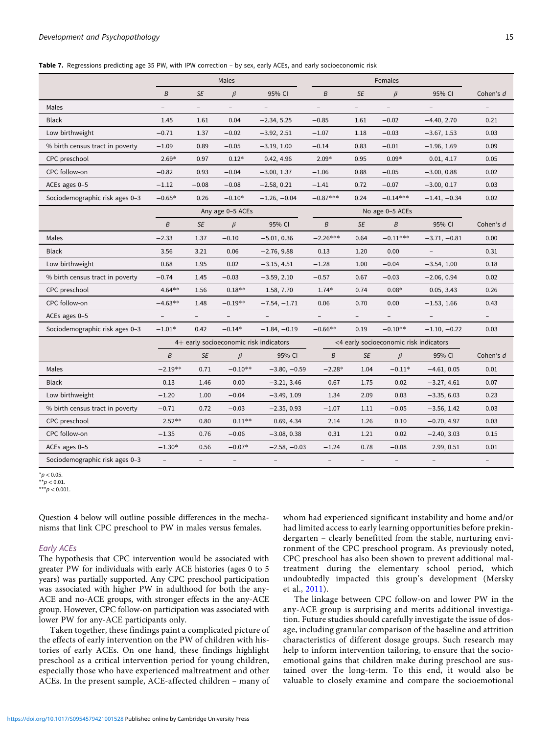**Table 7.** Regressions predicting age 35 PW, with IPW correction – by sex, early ACEs, and early socioeconomic risk

| | Males | | | | Females | | | | |
|---|---|---|---|---|---|---|---|---|---|
| | *B* | *SE* | *β* | 95% CI | *B* | *SE* | *β* | 95% CI | Cohen's *d* |
| Males | – | – | – | – | – | – | – | – | – |
| Black | 1.45 | 1.61 | 0.04 | −2.34, 5.25 | −0.85 | 1.61 | −0.02 | −4.40, 2.70 | 0.21 |
| Low birthweight | −0.71 | 1.37 | −0.02 | −3.92, 2.51 | −1.07 | 1.18 | −0.03 | −3.67, 1.53 | 0.03 |
| % birth census tract in poverty | −1.09 | 0.89 | −0.05 | −3.19, 1.00 | −0.14 | 0.83 | −0.01 | −1.96, 1.69 | 0.09 |
| CPC preschool | 2.69* | 0.97 | 0.12* | 0.42, 4.96 | 2.09* | 0.95 | 0.09* | 0.01, 4.17 | 0.05 |
| CPC follow-on | −0.82 | 0.93 | −0.04 | −3.00, 1.37 | −1.06 | 0.88 | −0.05 | −3.00, 0.88 | 0.02 |
| ACEs ages 0–5 | −1.12 | −0.08 | −0.08 | −2.58, 0.21 | −1.41 | 0.72 | −0.07 | −3.00, 0.17 | 0.03 |
| Sociodemographic risk ages 0–3 | −0.65* | 0.26 | −0.10* | −1.26, −0.04 | −0.87*** | 0.24 | −0.14*** | −1.41, −0.34 | 0.02 |
| | Any age 0–5 ACEs | | | | No age 0–5 ACEs | | | | |
| | *B* | *SE* | *β* | 95% CI | *B* | *SE* | *B* | 95% CI | Cohen's *d* |
| Males | −2.33 | 1.37 | −0.10 | −5.01, 0.36 | −2.26*** | 0.64 | −0.11*** | −3.71, −0.81 | 0.00 |
| Black | 3.56 | 3.21 | 0.06 | −2.76, 9.88 | 0.13 | 1.20 | 0.00 | – | 0.31 |
| Low birthweight | 0.68 | 1.95 | 0.02 | −3.15, 4.51 | −1.28 | 1.00 | −0.04 | −3.54, 1.00 | 0.18 |
| % birth census tract in poverty | −0.74 | 1.45 | −0.03 | −3.59, 2.10 | −0.57 | 0.67 | −0.03 | −2.06, 0.94 | 0.02 |
| CPC preschool | 4.64** | 1.56 | 0.18** | 1.58, 7.70 | 1.74* | 0.74 | 0.08* | 0.05, 3.43 | 0.26 |
| CPC follow-on | −4.63** | 1.48 | −0.19** | −7.54, −1.71 | 0.06 | 0.70 | 0.00 | −1.53, 1.66 | 0.43 |
| ACEs ages 0–5 | – | – | – | – | – | – | – | – | – |
| Sociodemographic risk ages 0–3 | −1.01* | 0.42 | −0.14* | −1.84, −0.19 | −0.66** | 0.19 | −0.10** | −1.10, −0.22 | 0.03 |
| | 4+ early socioeconomic risk indicators | | | | <4 early socioeconomic risk indicators | | | | |
| | *B* | *SE* | *β* | 95% CI | *B* | *SE* | *β* | 95% CI | Cohen's *d* |
| Males | −2.19** | 0.71 | −0.10** | −3.80, −0.59 | −2.28* | 1.04 | −0.11* | −4.61, 0.05 | 0.01 |
| Black | 0.13 | 1.46 | 0.00 | −3.21, 3.46 | 0.67 | 1.75 | 0.02 | −3.27, 4.61 | 0.07 |
| Low birthweight | −1.20 | 1.00 | −0.04 | −3.49, 1.09 | 1.34 | 2.09 | 0.03 | −3.35, 6.03 | 0.23 |
| % birth census tract in poverty | −0.71 | 0.72 | −0.03 | −2.35, 0.93 | −1.07 | 1.11 | −0.05 | −3.56, 1.42 | 0.03 |
| CPC preschool | 2.52** | 0.80 | 0.11** | 0.69, 4.34 | 2.14 | 1.26 | 0.10 | −0.70, 4.97 | 0.03 |
| CPC follow-on | −1.35 | 0.76 | −0.06 | −3.08, 0.38 | 0.31 | 1.21 | 0.02 | −2.40, 3.03 | 0.15 |
| ACEs ages 0–5 | −1.30* | 0.56 | −0.07* | −2.58, −0.03 | −1.24 | 0.78 | −0.08 | 2.99, 0.51 | 0.01 |
| Sociodemographic risk ages 0–3 | – | – | – | – | – | – | – | – | – |

*$p < 0.05$.
**$p < 0.01$.
***$p < 0.001$.

Question 4 below will outline possible differences in the mechanisms that link CPC preschool to PW in males versus females.

### *Early ACEs*

The hypothesis that CPC intervention would be associated with greater PW for individuals with early ACE histories (ages 0 to 5 years) was partially supported. Any CPC preschool participation was associated with higher PW in adulthood for both the any-ACE and no-ACE groups, with stronger effects in the any-ACE group. However, CPC follow-on participation was associated with lower PW for any-ACE participants only.

Taken together, these findings paint a complicated picture of the effects of early intervention on the PW of children with histories of early ACEs. On one hand, these findings highlight preschool as a critical intervention period for young children, especially those who have experienced maltreatment and other ACEs. In the present sample, ACE-affected children – many of whom had experienced significant instability and home and/or had limited access to early learning opportunities before prekindergarten – clearly benefitted from the stable, nurturing environment of the CPC preschool program. As previously noted, CPC preschool has also been shown to prevent additional maltreatment during the elementary school period, which undoubtedly impacted this group's development (Mersky et al., 2011).

The linkage between CPC follow-on and lower PW in the any-ACE group is surprising and merits additional investigation. Future studies should carefully investigate the issue of dosage, including granular comparison of the baseline and attrition characteristics of different dosage groups. Such research may help to inform intervention tailoring, to ensure that the socioemotional gains that children make during preschool are sustained over the long-term. To this end, it would also be valuable to closely examine and compare the socioemotional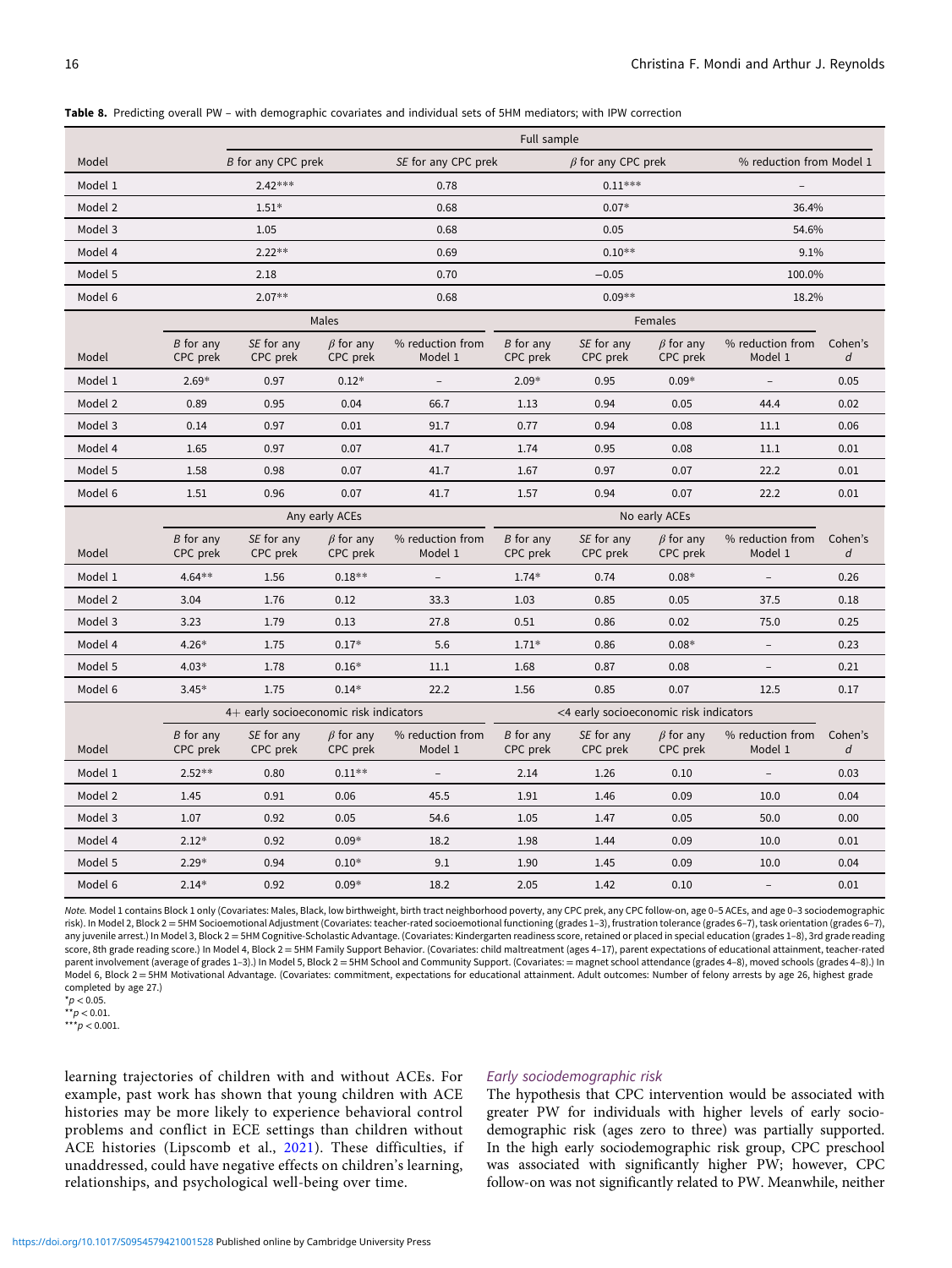**Table 8.** Predicting overall PW – with demographic covariates and individual sets of 5HM mediators; with IPW correction

| Model | Full sample | | | | | | | | |
|---|---|---|---|---|---|---|---|---|---|
| Model | *B* for any CPC prek | | *SE* for any CPC prek | | *β* for any CPC prek | | % reduction from Model 1 | | |
| Model 1 | 2.42*** | | 0.78 | | 0.11*** | | – | | |
| Model 2 | 1.51* | | 0.68 | | 0.07* | | 36.4% | | |
| Model 3 | 1.05 | | 0.68 | | 0.05 | | 54.6% | | |
| Model 4 | 2.22** | | 0.69 | | 0.10** | | 9.1% | | |
| Model 5 | 2.18 | | 0.70 | | −0.05 | | 100.0% | | |
| Model 6 | 2.07** | | 0.68 | | 0.09** | | 18.2% | | |

| Model | Males | | | | Females | | | | |
|---|---|---|---|---|---|---|---|---|---|
| Model | *B* for any CPC prek | *SE* for any CPC prek | *β* for any CPC prek | % reduction from Model 1 | *B* for any CPC prek | *SE* for any CPC prek | *β* for any CPC prek | % reduction from Model 1 | Cohen's *d* |
| Model 1 | 2.69* | 0.97 | 0.12* | – | 2.09* | 0.95 | 0.09* | – | 0.05 |
| Model 2 | 0.89 | 0.95 | 0.04 | 66.7 | 1.13 | 0.94 | 0.05 | 44.4 | 0.02 |
| Model 3 | 0.14 | 0.97 | 0.01 | 91.7 | 0.77 | 0.94 | 0.08 | 11.1 | 0.06 |
| Model 4 | 1.65 | 0.97 | 0.07 | 41.7 | 1.74 | 0.95 | 0.08 | 11.1 | 0.01 |
| Model 5 | 1.58 | 0.98 | 0.07 | 41.7 | 1.67 | 0.97 | 0.07 | 22.2 | 0.01 |
| Model 6 | 1.51 | 0.96 | 0.07 | 41.7 | 1.57 | 0.94 | 0.07 | 22.2 | 0.01 |

| Model | Any early ACEs | | | | No early ACEs | | | | |
|---|---|---|---|---|---|---|---|---|---|
| Model | *B* for any CPC prek | *SE* for any CPC prek | *β* for any CPC prek | % reduction from Model 1 | *B* for any CPC prek | *SE* for any CPC prek | *β* for any CPC prek | % reduction from Model 1 | Cohen's *d* |
| Model 1 | 4.64** | 1.56 | 0.18** | – | 1.74* | 0.74 | 0.08* | – | 0.26 |
| Model 2 | 3.04 | 1.76 | 0.12 | 33.3 | 1.03 | 0.85 | 0.05 | 37.5 | 0.18 |
| Model 3 | 3.23 | 1.79 | 0.13 | 27.8 | 0.51 | 0.86 | 0.02 | 75.0 | 0.25 |
| Model 4 | 4.26* | 1.75 | 0.17* | 5.6 | 1.71* | 0.86 | 0.08* | – | 0.23 |
| Model 5 | 4.03* | 1.78 | 0.16* | 11.1 | 1.68 | 0.87 | 0.08 | – | 0.21 |
| Model 6 | 3.45* | 1.75 | 0.14* | 22.2 | 1.56 | 0.85 | 0.07 | 12.5 | 0.17 |

| Model | 4+ early socioeconomic risk indicators | | | | <4 early socioeconomic risk indicators | | | | |
|---|---|---|---|---|---|---|---|---|---|
| Model | *B* for any CPC prek | *SE* for any CPC prek | *β* for any CPC prek | % reduction from Model 1 | *B* for any CPC prek | *SE* for any CPC prek | *β* for any CPC prek | % reduction from Model 1 | Cohen's *d* |
| Model 1 | 2.52** | 0.80 | 0.11** | – | 2.14 | 1.26 | 0.10 | – | 0.03 |
| Model 2 | 1.45 | 0.91 | 0.06 | 45.5 | 1.91 | 1.46 | 0.09 | 10.0 | 0.04 |
| Model 3 | 1.07 | 0.92 | 0.05 | 54.6 | 1.05 | 1.47 | 0.05 | 50.0 | 0.00 |
| Model 4 | 2.12* | 0.92 | 0.09* | 18.2 | 1.98 | 1.44 | 0.09 | 10.0 | 0.01 |
| Model 5 | 2.29* | 0.94 | 0.10* | 9.1 | 1.90 | 1.45 | 0.09 | 10.0 | 0.04 |
| Model 6 | 2.14* | 0.92 | 0.09* | 18.2 | 2.05 | 1.42 | 0.10 | – | 0.01 |

*Note.* Model 1 contains Block 1 only (Covariates: Males, Black, low birthweight, birth tract neighborhood poverty, any CPC prek, any CPC follow-on, age 0–5 ACEs, and age 0–3 sociodemographic risk). In Model 2, Block 2 = 5HM Socioemotional Adjustment (Covariates: teacher-rated socioemotional functioning (grades 1–3), frustration tolerance (grades 6–7), task orientation (grades 6–7), any juvenile arrest.) In Model 3, Block 2 = 5HM Cognitive-Scholastic Advantage. (Covariates: Kindergarten readiness score, retained or placed in special education (grades 1–8), 3rd grade reading score, 8th grade reading score.) In Model 4, Block 2 = 5HM Family Support Behavior. (Covariates: child maltreatment (ages 4–17), parent expectations of educational attainment, teacher-rated parent involvement (average of grades 1–3).) In Model 5, Block 2 = 5HM School and Community Support. (Covariates: = magnet school attendance (grades 4–8), moved schools (grades 4–8).) In Model 6, Block 2 = 5HM Motivational Advantage. (Covariates: commitment, expectations for educational attainment. Adult outcomes: Number of felony arrests by age 26, highest grade completed by age 27.)
\*$p < 0.05$.
\*\*$p < 0.01$.
\*\*\*$p < 0.001$.

learning trajectories of children with and without ACEs. For example, past work has shown that young children with ACE histories may be more likely to experience behavioral control problems and conflict in ECE settings than children without ACE histories (Lipscomb et al., 2021). These difficulties, if unaddressed, could have negative effects on children's learning, relationships, and psychological well-being over time.

### *Early sociodemographic risk*

The hypothesis that CPC intervention would be associated with greater PW for individuals with higher levels of early sociodemographic risk (ages zero to three) was partially supported. In the high early sociodemographic risk group, CPC preschool was associated with significantly higher PW; however, CPC follow-on was not significantly related to PW. Meanwhile, neither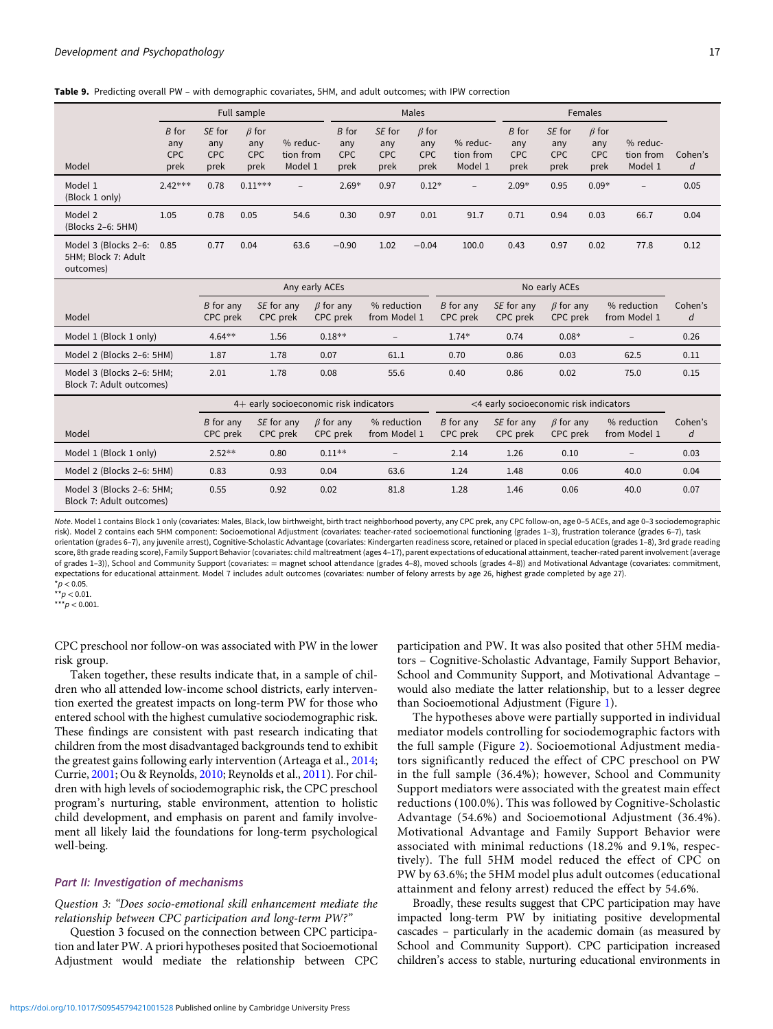**Table 9.** Predicting overall PW – with demographic covariates, 5HM, and adult outcomes; with IPW correction

| Model | Full sample | | | | Males | | | | Females | | | | |
|---|---|---|---|---|---|---|---|---|---|---|---|---|---|
| | *B* for any CPC prek | *SE* for any CPC prek | *β* for any CPC prek | % reduction from Model 1 | *B* for any CPC prek | *SE* for any CPC prek | *β* for any CPC prek | % reduction from Model 1 | *B* for any CPC prek | *SE* for any CPC prek | *β* for any CPC prek | % reduction from Model 1 | Cohen's *d* |
| Model 1 (Block 1 only) | 2.42*** | 0.78 | 0.11*** | – | 2.69* | 0.97 | 0.12* | – | 2.09* | 0.95 | 0.09* | – | 0.05 |
| Model 2 (Blocks 2–6: 5HM) | 1.05 | 0.78 | 0.05 | 54.6 | 0.30 | 0.97 | 0.01 | 91.7 | 0.71 | 0.94 | 0.03 | 66.7 | 0.04 |
| Model 3 (Blocks 2–6: 5HM; Block 7: Adult outcomes) | 0.85 | 0.77 | 0.04 | 63.6 | −0.90 | 1.02 | −0.04 | 100.0 | 0.43 | 0.97 | 0.02 | 77.8 | 0.12 |

| Model | Any early ACEs | | | | No early ACEs | | | | |
|---|---|---|---|---|---|---|---|---|---|
| | *B* for any CPC prek | *SE* for any CPC prek | *β* for any CPC prek | % reduction from Model 1 | *B* for any CPC prek | *SE* for any CPC prek | *β* for any CPC prek | % reduction from Model 1 | Cohen's *d* |
| Model 1 (Block 1 only) | 4.64** | 1.56 | 0.18** | – | 1.74* | 0.74 | 0.08* | – | 0.26 |
| Model 2 (Blocks 2–6: 5HM) | 1.87 | 1.78 | 0.07 | 61.1 | 0.70 | 0.86 | 0.03 | 62.5 | 0.11 |
| Model 3 (Blocks 2–6: 5HM; Block 7: Adult outcomes) | 2.01 | 1.78 | 0.08 | 55.6 | 0.40 | 0.86 | 0.02 | 75.0 | 0.15 |

| Model | 4+ early socioeconomic risk indicators | | | | <4 early socioeconomic risk indicators | | | | |
|---|---|---|---|---|---|---|---|---|---|
| | *B* for any CPC prek | *SE* for any CPC prek | *β* for any CPC prek | % reduction from Model 1 | *B* for any CPC prek | *SE* for any CPC prek | *β* for any CPC prek | % reduction from Model 1 | Cohen's *d* |
| Model 1 (Block 1 only) | 2.52** | 0.80 | 0.11** | – | 2.14 | 1.26 | 0.10 | – | 0.03 |
| Model 2 (Blocks 2–6: 5HM) | 0.83 | 0.93 | 0.04 | 63.6 | 1.24 | 1.48 | 0.06 | 40.0 | 0.04 |
| Model 3 (Blocks 2–6: 5HM; Block 7: Adult outcomes) | 0.55 | 0.92 | 0.02 | 81.8 | 1.28 | 1.46 | 0.06 | 40.0 | 0.07 |

*Note*. Model 1 contains Block 1 only (covariates: Males, Black, low birthweight, birth tract neighborhood poverty, any CPC prek, any CPC follow-on, age 0–5 ACEs, and age 0–3 sociodemographic risk). Model 2 contains each 5HM component: Socioemotional Adjustment (covariates: teacher-rated socioemotional functioning (grades 1–3), frustration tolerance (grades 6–7), task orientation (grades 6–7), any juvenile arrest), Cognitive-Scholastic Advantage (covariates: Kindergarten readiness score, retained or placed in special education (grades 1–8), 3rd grade reading score, 8th grade reading score), Family Support Behavior (covariates: child maltreatment (ages 4–17), parent expectations of educational attainment, teacher-rated parent involvement (average of grades 1–3)), School and Community Support (covariates: = magnet school attendance (grades 4–8), moved schools (grades 4–8)) and Motivational Advantage (covariates: commitment, expectations for educational attainment. Model 7 includes adult outcomes (covariates: number of felony arrests by age 26, highest grade completed by age 27).
\*$p < 0.05$.
\*\*$p < 0.01$.
\*\*\*$p < 0.001$.

CPC preschool nor follow-on was associated with PW in the lower risk group.

Taken together, these results indicate that, in a sample of children who all attended low-income school districts, early intervention exerted the greatest impacts on long-term PW for those who entered school with the highest cumulative sociodemographic risk. These findings are consistent with past research indicating that children from the most disadvantaged backgrounds tend to exhibit the greatest gains following early intervention (Arteaga et al., 2014; Currie, 2001; Ou & Reynolds, 2010; Reynolds et al., 2011). For children with high levels of sociodemographic risk, the CPC preschool program's nurturing, stable environment, attention to holistic child development, and emphasis on parent and family involvement all likely laid the foundations for long-term psychological well-being.

### Part II: Investigation of mechanisms

*Question 3: "Does socio-emotional skill enhancement mediate the relationship between CPC participation and long-term PW?"*

Question 3 focused on the connection between CPC participation and later PW. A priori hypotheses posited that Socioemotional Adjustment would mediate the relationship between CPC participation and PW. It was also posited that other 5HM mediators – Cognitive-Scholastic Advantage, Family Support Behavior, School and Community Support, and Motivational Advantage – would also mediate the latter relationship, but to a lesser degree than Socioemotional Adjustment (Figure 1).

The hypotheses above were partially supported in individual mediator models controlling for sociodemographic factors with the full sample (Figure 2). Socioemotional Adjustment mediators significantly reduced the effect of CPC preschool on PW in the full sample (36.4%); however, School and Community Support mediators were associated with the greatest main effect reductions (100.0%). This was followed by Cognitive-Scholastic Advantage (54.6%) and Socioemotional Adjustment (36.4%). Motivational Advantage and Family Support Behavior were associated with minimal reductions (18.2% and 9.1%, respectively). The full 5HM model reduced the effect of CPC on PW by 63.6%; the 5HM model plus adult outcomes (educational attainment and felony arrest) reduced the effect by 54.6%.

Broadly, these results suggest that CPC participation may have impacted long-term PW by initiating positive developmental cascades – particularly in the academic domain (as measured by School and Community Support). CPC participation increased children's access to stable, nurturing educational environments in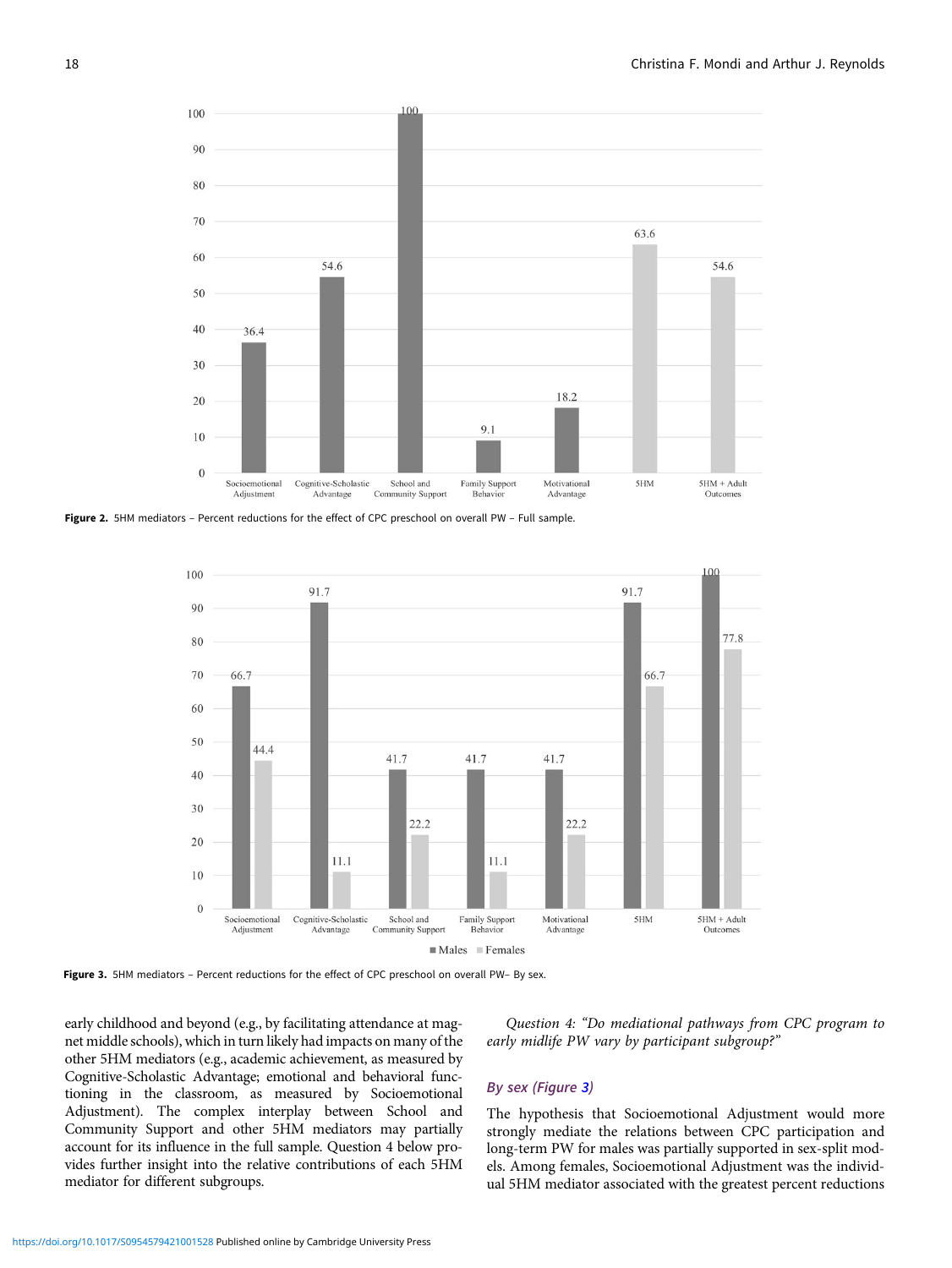Figure 2. 5HM mediators – Percent reductions for the effect of CPC preschool on overall PW – Full sample.

Figure 3. 5HM mediators – Percent reductions for the effect of CPC preschool on overall PW– By sex.

early childhood and beyond (e.g., by facilitating attendance at magnet middle schools), which in turn likely had impacts on many of the other 5HM mediators (e.g., academic achievement, as measured by Cognitive-Scholastic Advantage; emotional and behavioral functioning in the classroom, as measured by Socioemotional Adjustment). The complex interplay between School and Community Support and other 5HM mediators may partially account for its influence in the full sample. Question 4 below provides further insight into the relative contributions of each 5HM mediator for different subgroups.

*Question 4: "Do mediational pathways from CPC program to early midlife PW vary by participant subgroup?"*

### *By sex (Figure 3)*

The hypothesis that Socioemotional Adjustment would more strongly mediate the relations between CPC participation and long-term PW for males was partially supported in sex-split models. Among females, Socioemotional Adjustment was the individual 5HM mediator associated with the greatest percent reductions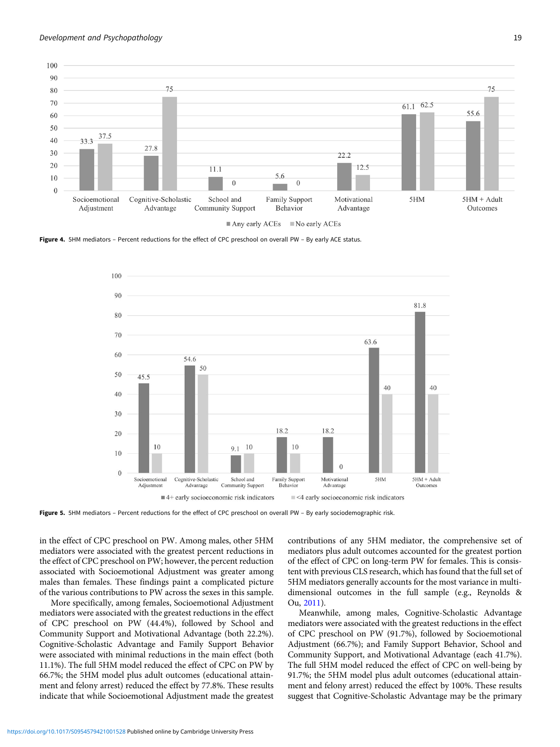**Figure 4.** 5HM mediators – Percent reductions for the effect of CPC preschool on overall PW – By early ACE status.

**Figure 5.** 5HM mediators – Percent reductions for the effect of CPC preschool on overall PW – By early sociodemographic risk.

in the effect of CPC preschool on PW. Among males, other 5HM mediators were associated with the greatest percent reductions in the effect of CPC preschool on PW; however, the percent reduction associated with Socioemotional Adjustment was greater among males than females. These findings paint a complicated picture of the various contributions to PW across the sexes in this sample.

More specifically, among females, Socioemotional Adjustment mediators were associated with the greatest reductions in the effect of CPC preschool on PW (44.4%), followed by School and Community Support and Motivational Advantage (both 22.2%). Cognitive-Scholastic Advantage and Family Support Behavior were associated with minimal reductions in the main effect (both 11.1%). The full 5HM model reduced the effect of CPC on PW by 66.7%; the 5HM model plus adult outcomes (educational attainment and felony arrest) reduced the effect by 77.8%. These results indicate that while Socioemotional Adjustment made the greatest contributions of any 5HM mediator, the comprehensive set of mediators plus adult outcomes accounted for the greatest portion of the effect of CPC on long-term PW for females. This is consistent with previous CLS research, which has found that the full set of 5HM mediators generally accounts for the most variance in multidimensional outcomes in the full sample (e.g., Reynolds & Ou, 2011).

Meanwhile, among males, Cognitive-Scholastic Advantage mediators were associated with the greatest reductions in the effect of CPC preschool on PW (91.7%), followed by Socioemotional Adjustment (66.7%); and Family Support Behavior, School and Community Support, and Motivational Advantage (each 41.7%). The full 5HM model reduced the effect of CPC on well-being by 91.7%; the 5HM model plus adult outcomes (educational attainment and felony arrest) reduced the effect by 100%. These results suggest that Cognitive-Scholastic Advantage may be the primary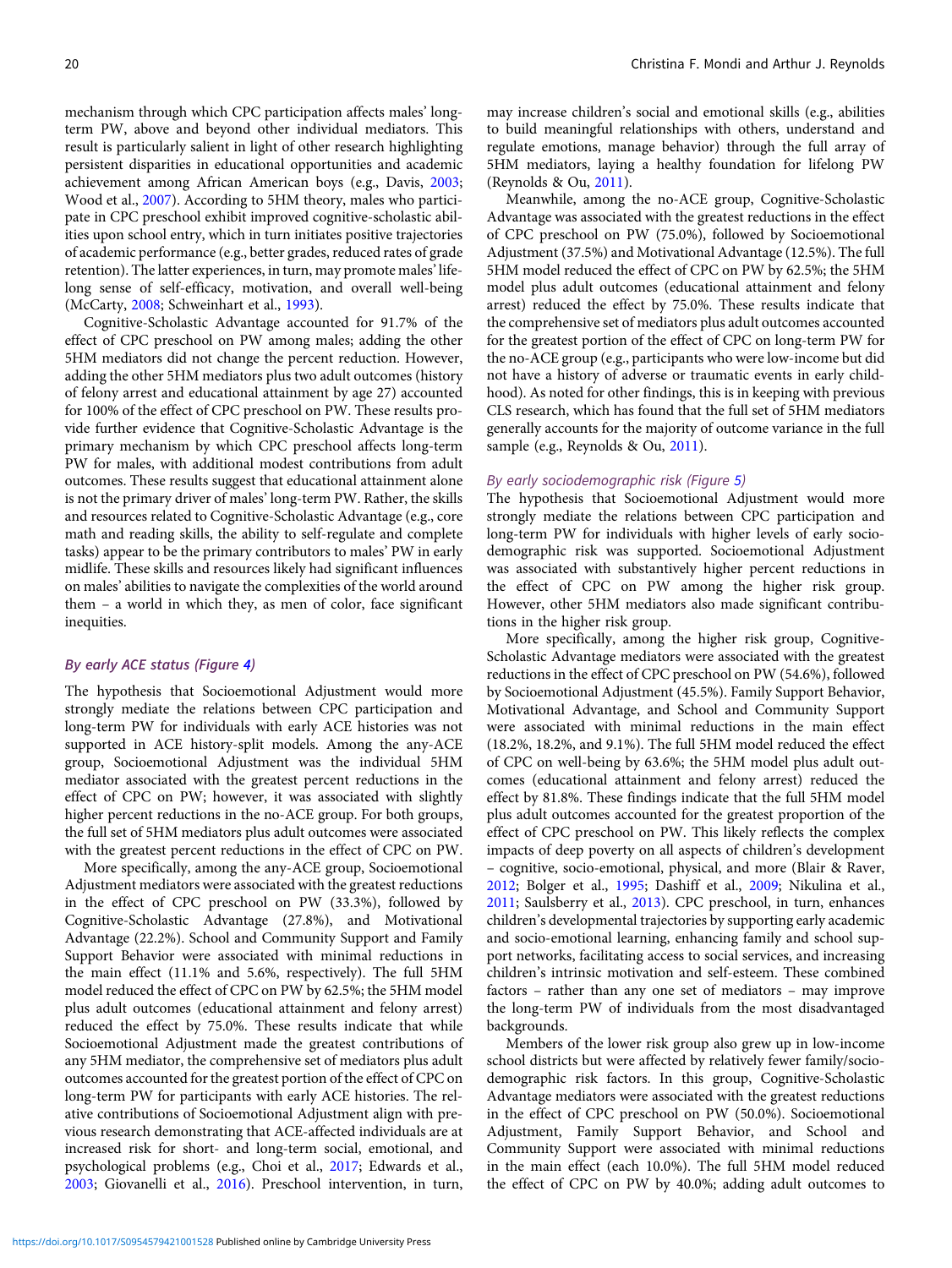mechanism through which CPC participation affects males' long-term PW, above and beyond other individual mediators. This result is particularly salient in light of other research highlighting persistent disparities in educational opportunities and academic achievement among African American boys (e.g., Davis, 2003; Wood et al., 2007). According to 5HM theory, males who participate in CPC preschool exhibit improved cognitive-scholastic abilities upon school entry, which in turn initiates positive trajectories of academic performance (e.g., better grades, reduced rates of grade retention). The latter experiences, in turn, may promote males' lifelong sense of self-efficacy, motivation, and overall well-being (McCarty, 2008; Schweinhart et al., 1993).

Cognitive-Scholastic Advantage accounted for 91.7% of the effect of CPC preschool on PW among males; adding the other 5HM mediators did not change the percent reduction. However, adding the other 5HM mediators plus two adult outcomes (history of felony arrest and educational attainment by age 27) accounted for 100% of the effect of CPC preschool on PW. These results provide further evidence that Cognitive-Scholastic Advantage is the primary mechanism by which CPC preschool affects long-term PW for males, with additional modest contributions from adult outcomes. These results suggest that educational attainment alone is not the primary driver of males' long-term PW. Rather, the skills and resources related to Cognitive-Scholastic Advantage (e.g., core math and reading skills, the ability to self-regulate and complete tasks) appear to be the primary contributors to males' PW in early midlife. These skills and resources likely had significant influences on males' abilities to navigate the complexities of the world around them – a world in which they, as men of color, face significant inequities.

#### *By early ACE status (Figure 4)*

The hypothesis that Socioemotional Adjustment would more strongly mediate the relations between CPC participation and long-term PW for individuals with early ACE histories was not supported in ACE history-split models. Among the any-ACE group, Socioemotional Adjustment was the individual 5HM mediator associated with the greatest percent reductions in the effect of CPC on PW; however, it was associated with slightly higher percent reductions in the no-ACE group. For both groups, the full set of 5HM mediators plus adult outcomes were associated with the greatest percent reductions in the effect of CPC on PW.

More specifically, among the any-ACE group, Socioemotional Adjustment mediators were associated with the greatest reductions in the effect of CPC preschool on PW (33.3%), followed by Cognitive-Scholastic Advantage (27.8%), and Motivational Advantage (22.2%). School and Community Support and Family Support Behavior were associated with minimal reductions in the main effect (11.1% and 5.6%, respectively). The full 5HM model reduced the effect of CPC on PW by 62.5%; the 5HM model plus adult outcomes (educational attainment and felony arrest) reduced the effect by 75.0%. These results indicate that while Socioemotional Adjustment made the greatest contributions of any 5HM mediator, the comprehensive set of mediators plus adult outcomes accounted for the greatest portion of the effect of CPC on long-term PW for participants with early ACE histories. The relative contributions of Socioemotional Adjustment align with previous research demonstrating that ACE-affected individuals are at increased risk for short- and long-term social, emotional, and psychological problems (e.g., Choi et al., 2017; Edwards et al., 2003; Giovanelli et al., 2016). Preschool intervention, in turn, may increase children's social and emotional skills (e.g., abilities to build meaningful relationships with others, understand and regulate emotions, manage behavior) through the full array of 5HM mediators, laying a healthy foundation for lifelong PW (Reynolds & Ou, 2011).

Meanwhile, among the no-ACE group, Cognitive-Scholastic Advantage was associated with the greatest reductions in the effect of CPC preschool on PW (75.0%), followed by Socioemotional Adjustment (37.5%) and Motivational Advantage (12.5%). The full 5HM model reduced the effect of CPC on PW by 62.5%; the 5HM model plus adult outcomes (educational attainment and felony arrest) reduced the effect by 75.0%. These results indicate that the comprehensive set of mediators plus adult outcomes accounted for the greatest portion of the effect of CPC on long-term PW for the no-ACE group (e.g., participants who were low-income but did not have a history of adverse or traumatic events in early childhood). As noted for other findings, this is in keeping with previous CLS research, which has found that the full set of 5HM mediators generally accounts for the majority of outcome variance in the full sample (e.g., Reynolds & Ou, 2011).

#### *By early sociodemographic risk (Figure 5)*

The hypothesis that Socioemotional Adjustment would more strongly mediate the relations between CPC participation and long-term PW for individuals with higher levels of early sociodemographic risk was supported. Socioemotional Adjustment was associated with substantively higher percent reductions in the effect of CPC on PW among the higher risk group. However, other 5HM mediators also made significant contributions in the higher risk group.

More specifically, among the higher risk group, Cognitive-Scholastic Advantage mediators were associated with the greatest reductions in the effect of CPC preschool on PW (54.6%), followed by Socioemotional Adjustment (45.5%). Family Support Behavior, Motivational Advantage, and School and Community Support were associated with minimal reductions in the main effect (18.2%, 18.2%, and 9.1%). The full 5HM model reduced the effect of CPC on well-being by 63.6%; the 5HM model plus adult outcomes (educational attainment and felony arrest) reduced the effect by 81.8%. These findings indicate that the full 5HM model plus adult outcomes accounted for the greatest proportion of the effect of CPC preschool on PW. This likely reflects the complex impacts of deep poverty on all aspects of children's development – cognitive, socio-emotional, physical, and more (Blair & Raver, 2012; Bolger et al., 1995; Dashiff et al., 2009; Nikulina et al., 2011; Saulsberry et al., 2013). CPC preschool, in turn, enhances children's developmental trajectories by supporting early academic and socio-emotional learning, enhancing family and school support networks, facilitating access to social services, and increasing children's intrinsic motivation and self-esteem. These combined factors – rather than any one set of mediators – may improve the long-term PW of individuals from the most disadvantaged backgrounds.

Members of the lower risk group also grew up in low-income school districts but were affected by relatively fewer family/sociodemographic risk factors. In this group, Cognitive-Scholastic Advantage mediators were associated with the greatest reductions in the effect of CPC preschool on PW (50.0%). Socioemotional Adjustment, Family Support Behavior, and School and Community Support were associated with minimal reductions in the main effect (each 10.0%). The full 5HM model reduced the effect of CPC on PW by 40.0%; adding adult outcomes to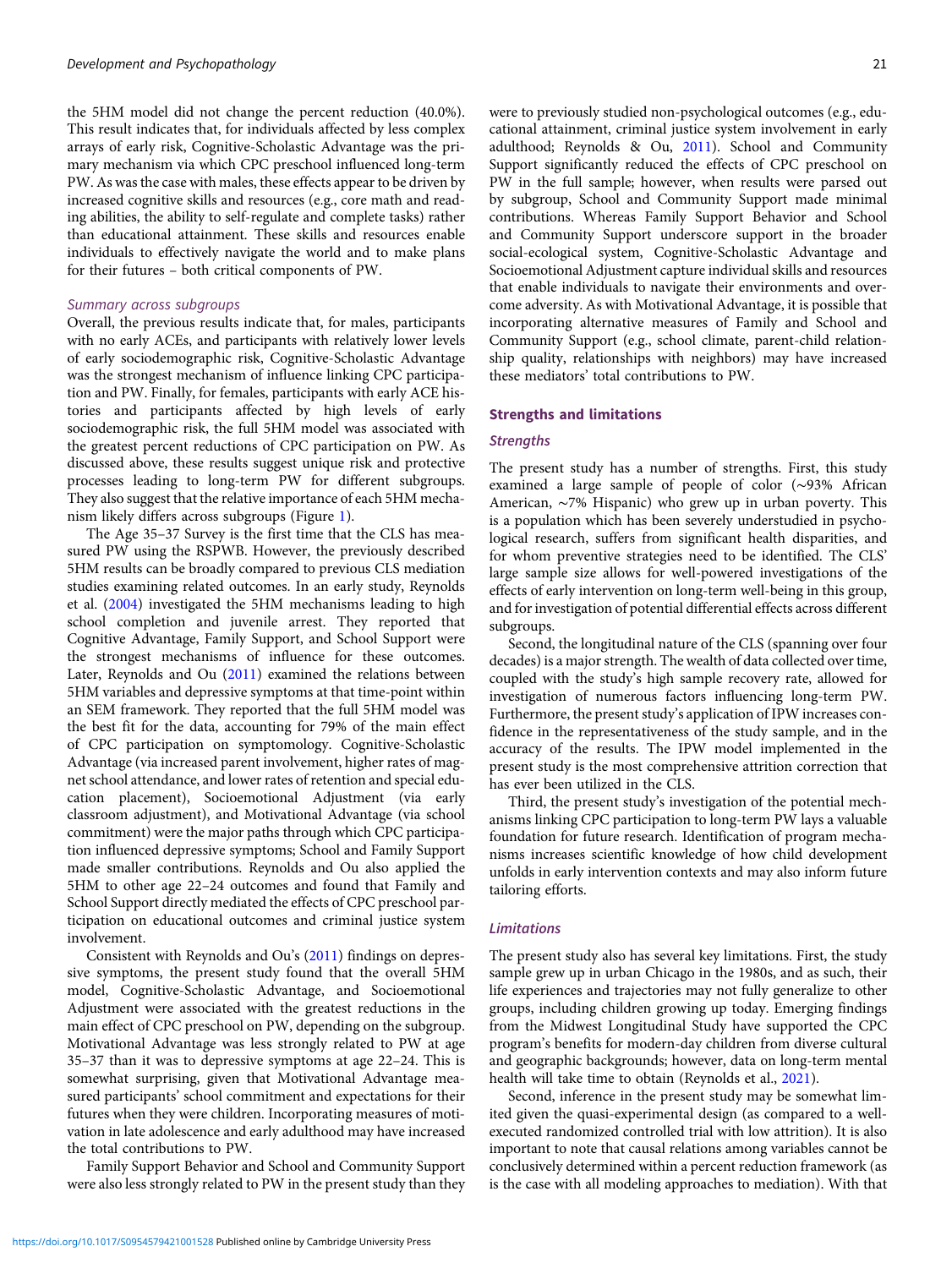the 5HM model did not change the percent reduction (40.0%). This result indicates that, for individuals affected by less complex arrays of early risk, Cognitive-Scholastic Advantage was the primary mechanism via which CPC preschool influenced long-term PW. As was the case with males, these effects appear to be driven by increased cognitive skills and resources (e.g., core math and reading abilities, the ability to self-regulate and complete tasks) rather than educational attainment. These skills and resources enable individuals to effectively navigate the world and to make plans for their futures – both critical components of PW.

### *Summary across subgroups*

Overall, the previous results indicate that, for males, participants with no early ACEs, and participants with relatively lower levels of early sociodemographic risk, Cognitive-Scholastic Advantage was the strongest mechanism of influence linking CPC participation and PW. Finally, for females, participants with early ACE histories and participants affected by high levels of early sociodemographic risk, the full 5HM model was associated with the greatest percent reductions of CPC participation on PW. As discussed above, these results suggest unique risk and protective processes leading to long-term PW for different subgroups. They also suggest that the relative importance of each 5HM mechanism likely differs across subgroups (Figure 1).

The Age 35–37 Survey is the first time that the CLS has measured PW using the RSPWB. However, the previously described 5HM results can be broadly compared to previous CLS mediation studies examining related outcomes. In an early study, Reynolds et al. (2004) investigated the 5HM mechanisms leading to high school completion and juvenile arrest. They reported that Cognitive Advantage, Family Support, and School Support were the strongest mechanisms of influence for these outcomes. Later, Reynolds and Ou (2011) examined the relations between 5HM variables and depressive symptoms at that time-point within an SEM framework. They reported that the full 5HM model was the best fit for the data, accounting for 79% of the main effect of CPC participation on symptomology. Cognitive-Scholastic Advantage (via increased parent involvement, higher rates of magnet school attendance, and lower rates of retention and special education placement), Socioemotional Adjustment (via early classroom adjustment), and Motivational Advantage (via school commitment) were the major paths through which CPC participation influenced depressive symptoms; School and Family Support made smaller contributions. Reynolds and Ou also applied the 5HM to other age 22–24 outcomes and found that Family and School Support directly mediated the effects of CPC preschool participation on educational outcomes and criminal justice system involvement.

Consistent with Reynolds and Ou's (2011) findings on depressive symptoms, the present study found that the overall 5HM model, Cognitive-Scholastic Advantage, and Socioemotional Adjustment were associated with the greatest reductions in the main effect of CPC preschool on PW, depending on the subgroup. Motivational Advantage was less strongly related to PW at age 35–37 than it was to depressive symptoms at age 22–24. This is somewhat surprising, given that Motivational Advantage measured participants' school commitment and expectations for their futures when they were children. Incorporating measures of motivation in late adolescence and early adulthood may have increased the total contributions to PW.

Family Support Behavior and School and Community Support were also less strongly related to PW in the present study than they were to previously studied non-psychological outcomes (e.g., educational attainment, criminal justice system involvement in early adulthood; Reynolds & Ou, 2011). School and Community Support significantly reduced the effects of CPC preschool on PW in the full sample; however, when results were parsed out by subgroup, School and Community Support made minimal contributions. Whereas Family Support Behavior and School and Community Support underscore support in the broader social-ecological system, Cognitive-Scholastic Advantage and Socioemotional Adjustment capture individual skills and resources that enable individuals to navigate their environments and overcome adversity. As with Motivational Advantage, it is possible that incorporating alternative measures of Family and School and Community Support (e.g., school climate, parent-child relationship quality, relationships with neighbors) may have increased these mediators' total contributions to PW.

## Strengths and limitations

### *Strengths*

The present study has a number of strengths. First, this study examined a large sample of people of color (∼93% African American, ∼7% Hispanic) who grew up in urban poverty. This is a population which has been severely understudied in psychological research, suffers from significant health disparities, and for whom preventive strategies need to be identified. The CLS' large sample size allows for well-powered investigations of the effects of early intervention on long-term well-being in this group, and for investigation of potential differential effects across different subgroups.

Second, the longitudinal nature of the CLS (spanning over four decades) is a major strength. The wealth of data collected over time, coupled with the study's high sample recovery rate, allowed for investigation of numerous factors influencing long-term PW. Furthermore, the present study's application of IPW increases confidence in the representativeness of the study sample, and in the accuracy of the results. The IPW model implemented in the present study is the most comprehensive attrition correction that has ever been utilized in the CLS.

Third, the present study's investigation of the potential mechanisms linking CPC participation to long-term PW lays a valuable foundation for future research. Identification of program mechanisms increases scientific knowledge of how child development unfolds in early intervention contexts and may also inform future tailoring efforts.

### *Limitations*

The present study also has several key limitations. First, the study sample grew up in urban Chicago in the 1980s, and as such, their life experiences and trajectories may not fully generalize to other groups, including children growing up today. Emerging findings from the Midwest Longitudinal Study have supported the CPC program's benefits for modern-day children from diverse cultural and geographic backgrounds; however, data on long-term mental health will take time to obtain (Reynolds et al., 2021).

Second, inference in the present study may be somewhat limited given the quasi-experimental design (as compared to a well-executed randomized controlled trial with low attrition). It is also important to note that causal relations among variables cannot be conclusively determined within a percent reduction framework (as is the case with all modeling approaches to mediation). With that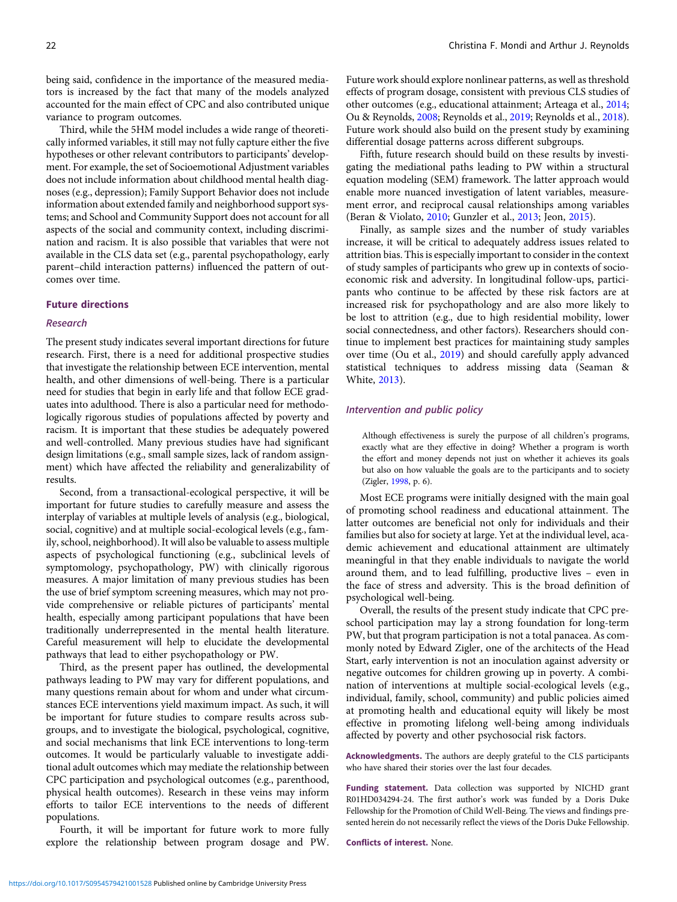being said, confidence in the importance of the measured mediators is increased by the fact that many of the models analyzed accounted for the main effect of CPC and also contributed unique variance to program outcomes.

Third, while the 5HM model includes a wide range of theoretically informed variables, it still may not fully capture either the five hypotheses or other relevant contributors to participants' development. For example, the set of Socioemotional Adjustment variables does not include information about childhood mental health diagnoses (e.g., depression); Family Support Behavior does not include information about extended family and neighborhood support systems; and School and Community Support does not account for all aspects of the social and community context, including discrimination and racism. It is also possible that variables that were not available in the CLS data set (e.g., parental psychopathology, early parent–child interaction patterns) influenced the pattern of outcomes over time.

## Future directions

### Research

The present study indicates several important directions for future research. First, there is a need for additional prospective studies that investigate the relationship between ECE intervention, mental health, and other dimensions of well-being. There is a particular need for studies that begin in early life and that follow ECE graduates into adulthood. There is also a particular need for methodologically rigorous studies of populations affected by poverty and racism. It is important that these studies be adequately powered and well-controlled. Many previous studies have had significant design limitations (e.g., small sample sizes, lack of random assignment) which have affected the reliability and generalizability of results.

Second, from a transactional-ecological perspective, it will be important for future studies to carefully measure and assess the interplay of variables at multiple levels of analysis (e.g., biological, social, cognitive) and at multiple social-ecological levels (e.g., family, school, neighborhood). It will also be valuable to assess multiple aspects of psychological functioning (e.g., subclinical levels of symptomology, psychopathology, PW) with clinically rigorous measures. A major limitation of many previous studies has been the use of brief symptom screening measures, which may not provide comprehensive or reliable pictures of participants' mental health, especially among participant populations that have been traditionally underrepresented in the mental health literature. Careful measurement will help to elucidate the developmental pathways that lead to either psychopathology or PW.

Third, as the present paper has outlined, the developmental pathways leading to PW may vary for different populations, and many questions remain about for whom and under what circumstances ECE interventions yield maximum impact. As such, it will be important for future studies to compare results across subgroups, and to investigate the biological, psychological, cognitive, and social mechanisms that link ECE interventions to long-term outcomes. It would be particularly valuable to investigate additional adult outcomes which may mediate the relationship between CPC participation and psychological outcomes (e.g., parenthood, physical health outcomes). Research in these veins may inform efforts to tailor ECE interventions to the needs of different populations.

Fourth, it will be important for future work to more fully explore the relationship between program dosage and PW. Future work should explore nonlinear patterns, as well as threshold effects of program dosage, consistent with previous CLS studies of other outcomes (e.g., educational attainment; Arteaga et al., 2014; Ou & Reynolds, 2008; Reynolds et al., 2019; Reynolds et al., 2018). Future work should also build on the present study by examining differential dosage patterns across different subgroups.

Fifth, future research should build on these results by investigating the mediational paths leading to PW within a structural equation modeling (SEM) framework. The latter approach would enable more nuanced investigation of latent variables, measurement error, and reciprocal causal relationships among variables (Beran & Violato, 2010; Gunzler et al., 2013; Jeon, 2015).

Finally, as sample sizes and the number of study variables increase, it will be critical to adequately address issues related to attrition bias. This is especially important to consider in the context of study samples of participants who grew up in contexts of socioeconomic risk and adversity. In longitudinal follow-ups, participants who continue to be affected by these risk factors are at increased risk for psychopathology and are also more likely to be lost to attrition (e.g., due to high residential mobility, lower social connectedness, and other factors). Researchers should continue to implement best practices for maintaining study samples over time (Ou et al., 2019) and should carefully apply advanced statistical techniques to address missing data (Seaman & White, 2013).

### Intervention and public policy

> Although effectiveness is surely the purpose of all children's programs, exactly what are they effective in doing? Whether a program is worth the effort and money depends not just on whether it achieves its goals but also on how valuable the goals are to the participants and to society (Zigler, 1998, p. 6).

Most ECE programs were initially designed with the main goal of promoting school readiness and educational attainment. The latter outcomes are beneficial not only for individuals and their families but also for society at large. Yet at the individual level, academic achievement and educational attainment are ultimately meaningful in that they enable individuals to navigate the world around them, and to lead fulfilling, productive lives – even in the face of stress and adversity. This is the broad definition of psychological well-being.

Overall, the results of the present study indicate that CPC preschool participation may lay a strong foundation for long-term PW, but that program participation is not a total panacea. As commonly noted by Edward Zigler, one of the architects of the Head Start, early intervention is not an inoculation against adversity or negative outcomes for children growing up in poverty. A combination of interventions at multiple social-ecological levels (e.g., individual, family, school, community) and public policies aimed at promoting health and educational equity will likely be most effective in promoting lifelong well-being among individuals affected by poverty and other psychosocial risk factors.

**Acknowledgments.** The authors are deeply grateful to the CLS participants who have shared their stories over the last four decades.

**Funding statement.** Data collection was supported by NICHD grant R01HD034294-24. The first author's work was funded by a Doris Duke Fellowship for the Promotion of Child Well-Being. The views and findings presented herein do not necessarily reflect the views of the Doris Duke Fellowship.

**Conflicts of interest.** None.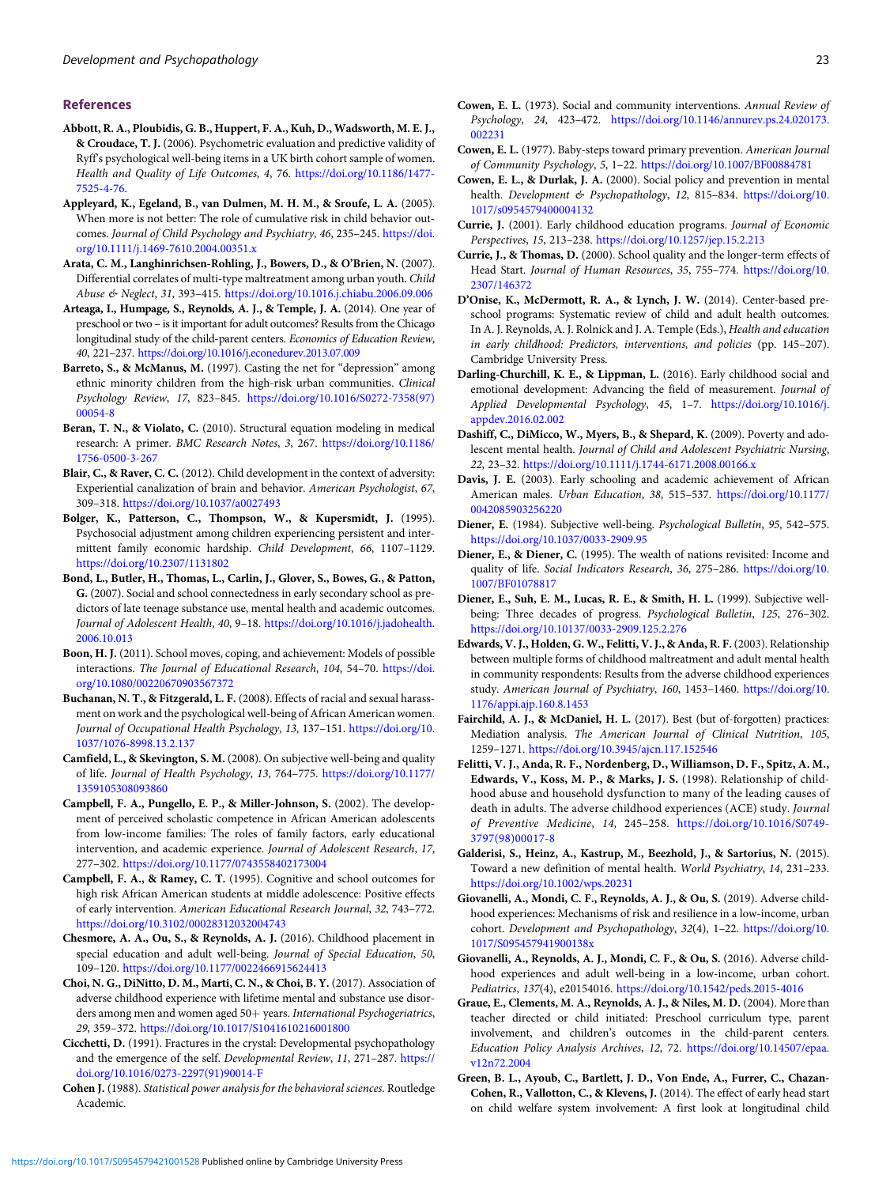## References

**Abbott, R. A., Ploubidis, G. B., Huppert, F. A., Kuh, D., Wadsworth, M. E. J., & Croudace, T. J.** (2006). Psychometric evaluation and predictive validity of Ryff's psychological well-being items in a UK birth cohort sample of women. *Health and Quality of Life Outcomes*, *4*, 76. https://doi.org/10.1186/1477-7525-4-76.

**Appleyard, K., Egeland, B., van Dulmen, M. H. M., & Sroufe, L. A.** (2005). When more is not better: The role of cumulative risk in child behavior outcomes. *Journal of Child Psychology and Psychiatry*, *46*, 235–245. https://doi.org/10.1111/j.1469-7610.2004.00351.x

**Arata, C. M., Langhinrichsen-Rohling, J., Bowers, D., & O'Brien, N.** (2007). Differential correlates of multi-type maltreatment among urban youth. *Child Abuse & Neglect*, *31*, 393–415. https://doi.org/10.1016.j.chiabu.2006.09.006

**Arteaga, I., Humpage, S., Reynolds, A. J., & Temple, J. A.** (2014). One year of preschool or two – is it important for adult outcomes? Results from the Chicago longitudinal study of the child-parent centers. *Economics of Education Review*, *40*, 221–237. https://doi.org/10.1016/j.econedurev.2013.07.009

**Barreto, S., & McManus, M.** (1997). Casting the net for "depression" among ethnic minority children from the high-risk urban communities. *Clinical Psychology Review*, *17*, 823–845. https://doi.org/10.1016/S0272-7358(97)00054-8

**Beran, T. N., & Violato, C.** (2010). Structural equation modeling in medical research: A primer. *BMC Research Notes*, *3*, 267. https://doi.org/10.1186/1756-0500-3-267

**Blair, C., & Raver, C. C.** (2012). Child development in the context of adversity: Experiential canalization of brain and behavior. *American Psychologist*, *67*, 309–318. https://doi.org/10.1037/a0027493

**Bolger, K., Patterson, C., Thompson, W., & Kupersmidt, J.** (1995). Psychosocial adjustment among children experiencing persistent and intermittent family economic hardship. *Child Development*, *66*, 1107–1129. https://doi.org/10.2307/1131802

**Bond, L., Butler, H., Thomas, L., Carlin, J., Glover, S., Bowes, G., & Patton, G.** (2007). Social and school connectedness in early secondary school as predictors of late teenage substance use, mental health and academic outcomes. *Journal of Adolescent Health*, *40*, 9–18. https://doi.org/10.1016/j.jadohealth.2006.10.013

**Boon, H. J.** (2011). School moves, coping, and achievement: Models of possible interactions. *The Journal of Educational Research*, *104*, 54–70. https://doi.org/10.1080/00220670903567372

**Buchanan, N. T., & Fitzgerald, L. F.** (2008). Effects of racial and sexual harassment on work and the psychological well-being of African American women. *Journal of Occupational Health Psychology*, *13*, 137–151. https://doi.org/10.1037/1076-8998.13.2.137

**Camfield, L., & Skevington, S. M.** (2008). On subjective well-being and quality of life. *Journal of Health Psychology*, *13*, 764–775. https://doi.org/10.1177/1359105308093860

**Campbell, F. A., Pungello, E. P., & Miller-Johnson, S.** (2002). The development of perceived scholastic competence in African American adolescents from low-income families: The roles of family factors, early educational intervention, and academic experience. *Journal of Adolescent Research*, *17*, 277–302. https://doi.org/10.1177/0743558402173004

**Campbell, F. A., & Ramey, C. T.** (1995). Cognitive and school outcomes for high risk African American students at middle adolescence: Positive effects of early intervention. *American Educational Research Journal*, *32*, 743–772. https://doi.org/10.3102/00028312032004743

**Chesmore, A. A., Ou, S., & Reynolds, A. J.** (2016). Childhood placement in special education and adult well-being. *Journal of Special Education*, *50*, 109–120. https://doi.org/10.1177/0022466915624413

**Choi, N. G., DiNitto, D. M., Marti, C. N., & Choi, B. Y.** (2017). Association of adverse childhood experience with lifetime mental and substance use disorders among men and women aged 50+ years. *International Psychogeriatrics*, *29*, 359–372. https://doi.org/10.1017/S1041610216001800

**Cicchetti, D.** (1991). Fractures in the crystal: Developmental psychopathology and the emergence of the self. *Developmental Review*, *11*, 271–287. https://doi.org/10.1016/0273-2297(91)90014-F

**Cohen J.** (1988). *Statistical power analysis for the behavioral sciences*. Routledge Academic.

**Cowen, E. L.** (1973). Social and community interventions. *Annual Review of Psychology*, *24*, 423–472. https://doi.org/10.1146/annurev.ps.24.020173.002231

**Cowen, E. L.** (1977). Baby-steps toward primary prevention. *American Journal of Community Psychology*, *5*, 1–22. https://doi.org/10.1007/BF00884781

**Cowen, E. L., & Durlak, J. A.** (2000). Social policy and prevention in mental health. *Development & Psychopathology*, *12*, 815–834. https://doi.org/10.1017/s0954579400004132

**Currie, J.** (2001). Early childhood education programs. *Journal of Economic Perspectives*, *15*, 213–238. https://doi.org/10.1257/jep.15.2.213

**Currie, J., & Thomas, D.** (2000). School quality and the longer-term effects of Head Start. *Journal of Human Resources*, *35*, 755–774. https://doi.org/10.2307/146372

**D'Onise, K., McDermott, R. A., & Lynch, J. W.** (2014). Center-based preschool programs: Systematic review of child and adult health outcomes. In A. J. Reynolds, A. J. Rolnick and J. A. Temple (Eds.), *Health and education in early childhood: Predictors, interventions, and policies* (pp. 145–207). Cambridge University Press.

**Darling-Churchill, K. E., & Lippman, L.** (2016). Early childhood social and emotional development: Advancing the field of measurement. *Journal of Applied Developmental Psychology*, *45*, 1–7. https://doi.org/10.1016/j.appdev.2016.02.002

**Dashiff, C., DiMicco, W., Myers, B., & Shepard, K.** (2009). Poverty and adolescent mental health. *Journal of Child and Adolescent Psychiatric Nursing*, *22*, 23–32. https://doi.org/10.1111/j.1744-6171.2008.00166.x

**Davis, J. E.** (2003). Early schooling and academic achievement of African American males. *Urban Education*, *38*, 515–537. https://doi.org/10.1177/0042085903256220

**Diener, E.** (1984). Subjective well-being. *Psychological Bulletin*, *95*, 542–575. https://doi.org/10.1037/0033-2909.95

**Diener, E., & Diener, C.** (1995). The wealth of nations revisited: Income and quality of life. *Social Indicators Research*, *36*, 275–286. https://doi.org/10.1007/BF01078817

**Diener, E., Suh, E. M., Lucas, R. E., & Smith, H. L.** (1999). Subjective well-being: Three decades of progress. *Psychological Bulletin*, *125*, 276–302. https://doi.org/10.10137/0033-2909.125.2.276

**Edwards, V. J., Holden, G. W., Felitti, V. J., & Anda, R. F.** (2003). Relationship between multiple forms of childhood maltreatment and adult mental health in community respondents: Results from the adverse childhood experiences study. *American Journal of Psychiatry*, *160*, 1453–1460. https://doi.org/10.1176/appi.ajp.160.8.1453

**Fairchild, A. J., & McDaniel, H. L.** (2017). Best (but of-forgotten) practices: Mediation analysis. *The American Journal of Clinical Nutrition*, *105*, 1259–1271. https://doi.org/10.3945/ajcn.117.152546

**Felitti, V. J., Anda, R. F., Nordenberg, D., Williamson, D. F., Spitz, A. M., Edwards, V., Koss, M. P., & Marks, J. S.** (1998). Relationship of childhood abuse and household dysfunction to many of the leading causes of death in adults. The adverse childhood experiences (ACE) study. *Journal of Preventive Medicine*, *14*, 245–258. https://doi.org/10.1016/S0749-3797(98)00017-8

**Galderisi, S., Heinz, A., Kastrup, M., Beezhold, J., & Sartorius, N.** (2015). Toward a new definition of mental health. *World Psychiatry*, *14*, 231–233. https://doi.org/10.1002/wps.20231

**Giovanelli, A., Mondi, C. F., Reynolds, A. J., & Ou, S.** (2019). Adverse childhood experiences: Mechanisms of risk and resilience in a low-income, urban cohort. *Development and Psychopathology*, *32*(4), 1–22. https://doi.org/10.1017/S095457941900138x

**Giovanelli, A., Reynolds, A. J., Mondi, C. F., & Ou, S.** (2016). Adverse childhood experiences and adult well-being in a low-income, urban cohort. *Pediatrics*, *137*(4), e20154016. https://doi.org/10.1542/peds.2015-4016

**Graue, E., Clements, M. A., Reynolds, A. J., & Niles, M. D.** (2004). More than teacher directed or child initiated: Preschool curriculum type, parent involvement, and children's outcomes in the child-parent centers. *Education Policy Analysis Archives*, *12*, 72. https://doi.org/10.14507/epaa.v12n72.2004

**Green, B. L., Ayoub, C., Bartlett, J. D., Von Ende, A., Furrer, C., Chazan-Cohen, R., Vallotton, C., & Klevens, J.** (2014). The effect of early head start on child welfare system involvement: A first look at longitudinal child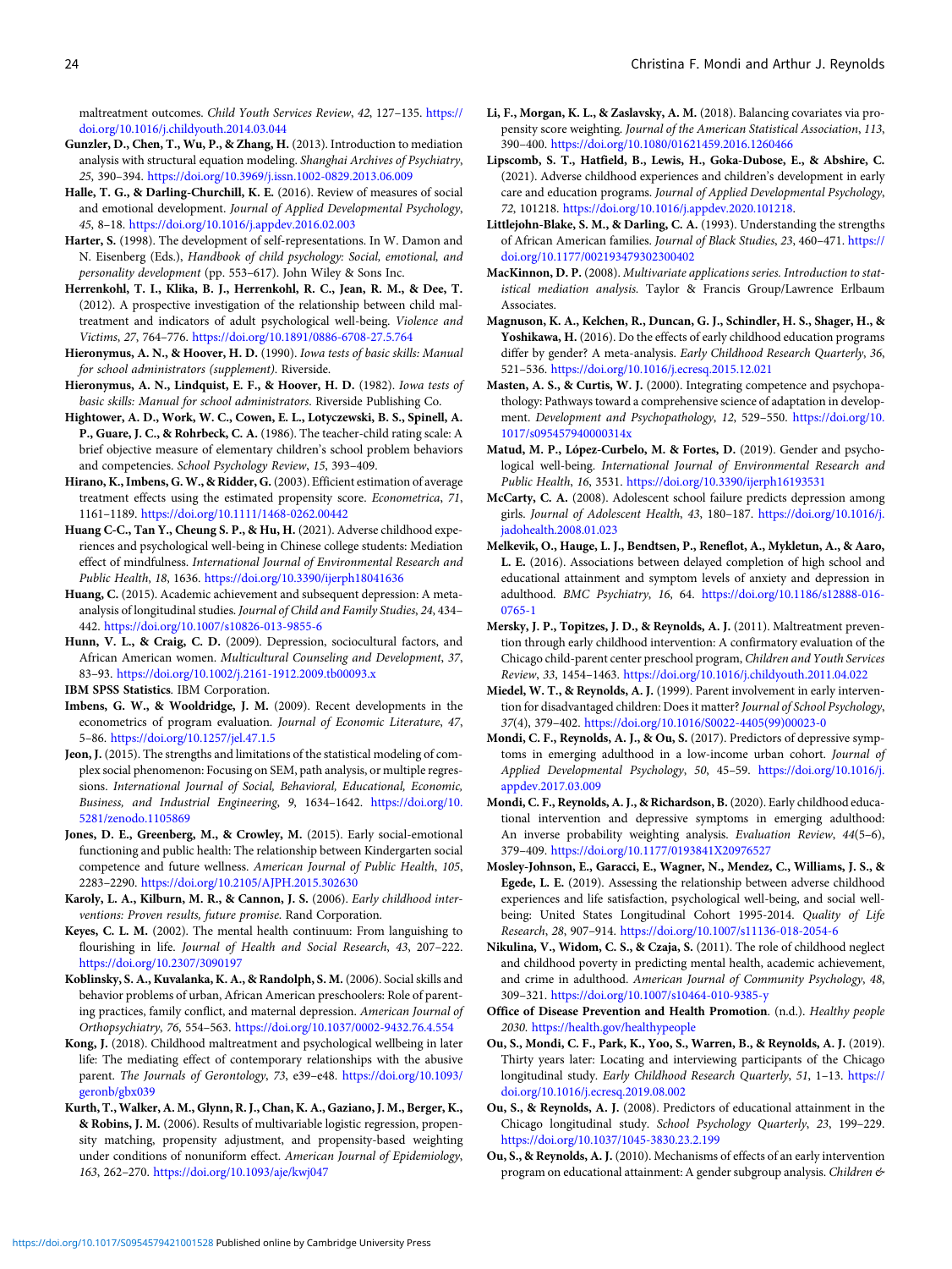maltreatment outcomes. *Child Youth Services Review*, *42*, 127–135. https://doi.org/10.1016/j.childyouth.2014.03.044

**Gunzler, D., Chen, T., Wu, P., & Zhang, H.** (2013). Introduction to mediation analysis with structural equation modeling. *Shanghai Archives of Psychiatry*, *25*, 390–394. https://doi.org/10.3969/j.issn.1002-0829.2013.06.009

**Halle, T. G., & Darling-Churchill, K. E.** (2016). Review of measures of social and emotional development. *Journal of Applied Developmental Psychology*, *45*, 8–18. https://doi.org/10.1016/j.appdev.2016.02.003

**Harter, S.** (1998). The development of self-representations. In W. Damon and N. Eisenberg (Eds.), *Handbook of child psychology: Social, emotional, and personality development* (pp. 553–617). John Wiley & Sons Inc.

**Herrenkohl, T. I., Klika, B. J., Herrenkohl, R. C., Jean, R. M., & Dee, T.** (2012). A prospective investigation of the relationship between child maltreatment and indicators of adult psychological well-being. *Violence and Victims*, *27*, 764–776. https://doi.org/10.1891/0886-6708-27.5.764

**Hieronymus, A. N., & Hoover, H. D.** (1990). *Iowa tests of basic skills: Manual for school administrators (supplement)*. Riverside.

**Hieronymus, A. N., Lindquist, E. F., & Hoover, H. D.** (1982). *Iowa tests of basic skills: Manual for school administrators*. Riverside Publishing Co.

**Hightower, A. D., Work, W. C., Cowen, E. L., Lotyczewski, B. S., Spinell, A. P., Guare, J. C., & Rohrbeck, C. A.** (1986). The teacher-child rating scale: A brief objective measure of elementary children's school problem behaviors and competencies. *School Psychology Review*, *15*, 393–409.

**Hirano, K., Imbens, G. W., & Ridder, G.** (2003). Efficient estimation of average treatment effects using the estimated propensity score. *Econometrica*, *71*, 1161–1189. https://doi.org/10.1111/1468-0262.00442

**Huang C-C., Tan Y., Cheung S. P., & Hu, H.** (2021). Adverse childhood experiences and psychological well-being in Chinese college students: Mediation effect of mindfulness. *International Journal of Environmental Research and Public Health*, *18*, 1636. https://doi.org/10.3390/ijerph18041636

**Huang, C.** (2015). Academic achievement and subsequent depression: A meta-analysis of longitudinal studies. *Journal of Child and Family Studies*, *24*, 434–442. https://doi.org/10.1007/s10826-013-9855-6

**Hunn, V. L., & Craig, C. D.** (2009). Depression, sociocultural factors, and African American women. *Multicultural Counseling and Development*, *37*, 83–93. https://doi.org/10.1002/j.2161-1912.2009.tb00093.x

**IBM SPSS Statistics**. IBM Corporation.

**Imbens, G. W., & Wooldridge, J. M.** (2009). Recent developments in the econometrics of program evaluation. *Journal of Economic Literature*, *47*, 5–86. https://doi.org/10.1257/jel.47.1.5

**Jeon, J.** (2015). The strengths and limitations of the statistical modeling of complex social phenomenon: Focusing on SEM, path analysis, or multiple regressions. *International Journal of Social, Behavioral, Educational, Economic, Business, and Industrial Engineering*, *9*, 1634–1642. https://doi.org/10.5281/zenodo.1105869

**Jones, D. E., Greenberg, M., & Crowley, M.** (2015). Early social-emotional functioning and public health: The relationship between Kindergarten social competence and future wellness. *American Journal of Public Health*, *105*, 2283–2290. https://doi.org/10.2105/AJPH.2015.302630

**Karoly, L. A., Kilburn, M. R., & Cannon, J. S.** (2006). *Early childhood interventions: Proven results, future promise*. Rand Corporation.

**Keyes, C. L. M.** (2002). The mental health continuum: From languishing to flourishing in life. *Journal of Health and Social Research*, *43*, 207–222. https://doi.org/10.2307/3090197

**Koblinsky, S. A., Kuvalanka, K. A., & Randolph, S. M.** (2006). Social skills and behavior problems of urban, African American preschoolers: Role of parenting practices, family conflict, and maternal depression. *American Journal of Orthopsychiatry*, *76*, 554–563. https://doi.org/10.1037/0002-9432.76.4.554

**Kong, J.** (2018). Childhood maltreatment and psychological wellbeing in later life: The mediating effect of contemporary relationships with the abusive parent. *The Journals of Gerontology*, *73*, e39–e48. https://doi.org/10.1093/geronb/gbx039

**Kurth, T., Walker, A. M., Glynn, R. J., Chan, K. A., Gaziano, J. M., Berger, K., & Robins, J. M.** (2006). Results of multivariable logistic regression, propensity matching, propensity adjustment, and propensity-based weighting under conditions of nonuniform effect. *American Journal of Epidemiology*, *163*, 262–270. https://doi.org/10.1093/aje/kwj047

**Li, F., Morgan, K. L., & Zaslavsky, A. M.** (2018). Balancing covariates via propensity score weighting. *Journal of the American Statistical Association*, *113*, 390–400. https://doi.org/10.1080/01621459.2016.1260466

**Lipscomb, S. T., Hatfield, B., Lewis, H., Goka-Dubose, E., & Abshire, C.** (2021). Adverse childhood experiences and children's development in early care and education programs. *Journal of Applied Developmental Psychology*, *72*, 101218. https://doi.org/10.1016/j.appdev.2020.101218.

**Littlejohn-Blake, S. M., & Darling, C. A.** (1993). Understanding the strengths of African American families. *Journal of Black Studies*, *23*, 460–471. https://doi.org/10.1177/002193479302300402

**MacKinnon, D. P.** (2008). *Multivariate applications series. Introduction to statistical mediation analysis*. Taylor & Francis Group/Lawrence Erlbaum Associates.

**Magnuson, K. A., Kelchen, R., Duncan, G. J., Schindler, H. S., Shager, H., & Yoshikawa, H.** (2016). Do the effects of early childhood education programs differ by gender? A meta-analysis. *Early Childhood Research Quarterly*, *36*, 521–536. https://doi.org/10.1016/j.ecresq.2015.12.021

**Masten, A. S., & Curtis, W. J.** (2000). Integrating competence and psychopathology: Pathways toward a comprehensive science of adaptation in development. *Development and Psychopathology*, *12*, 529–550. https://doi.org/10.1017/s095457940000314x

**Matud, M. P., López-Curbelo, M. & Fortes, D.** (2019). Gender and psychological well-being. *International Journal of Environmental Research and Public Health*, *16*, 3531. https://doi.org/10.3390/ijerph16193531

**McCarty, C. A.** (2008). Adolescent school failure predicts depression among girls. *Journal of Adolescent Health*, *43*, 180–187. https://doi.org/10.1016/j.jadohealth.2008.01.023

**Melkevik, O., Hauge, L. J., Bendtsen, P., Reneflot, A., Mykletun, A., & Aaro, L. E.** (2016). Associations between delayed completion of high school and educational attainment and symptom levels of anxiety and depression in adulthood. *BMC Psychiatry*, *16*, 64. https://doi.org/10.1186/s12888-016-0765-1

**Mersky, J. P., Topitzes, J. D., & Reynolds, A. J.** (2011). Maltreatment prevention through early childhood intervention: A confirmatory evaluation of the Chicago child-parent center preschool program, *Children and Youth Services Review*, *33*, 1454–1463. https://doi.org/10.1016/j.childyouth.2011.04.022

**Miedel, W. T., & Reynolds, A. J.** (1999). Parent involvement in early intervention for disadvantaged children: Does it matter? *Journal of School Psychology*, *37*(4), 379–402. https://doi.org/10.1016/S0022-4405(99)00023-0

**Mondi, C. F., Reynolds, A. J., & Ou, S.** (2017). Predictors of depressive symptoms in emerging adulthood in a low-income urban cohort. *Journal of Applied Developmental Psychology*, *50*, 45–59. https://doi.org/10.1016/j.appdev.2017.03.009

**Mondi, C. F., Reynolds, A. J., & Richardson, B.** (2020). Early childhood educational intervention and depressive symptoms in emerging adulthood: An inverse probability weighting analysis. *Evaluation Review*, *44*(5–6), 379–409. https://doi.org/10.1177/0193841X20976527

**Mosley-Johnson, E., Garacci, E., Wagner, N., Mendez, C., Williams, J. S., & Egede, L. E.** (2019). Assessing the relationship between adverse childhood experiences and life satisfaction, psychological well-being, and social well-being: United States Longitudinal Cohort 1995-2014. *Quality of Life Research*, *28*, 907–914. https://doi.org/10.1007/s11136-018-2054-6

**Nikulina, V., Widom, C. S., & Czaja, S.** (2011). The role of childhood neglect and childhood poverty in predicting mental health, academic achievement, and crime in adulthood. *American Journal of Community Psychology*, *48*, 309–321. https://doi.org/10.1007/s10464-010-9385-y

**Office of Disease Prevention and Health Promotion**. (n.d.). *Healthy people 2030*. https://health.gov/healthypeople

**Ou, S., Mondi, C. F., Park, K., Yoo, S., Warren, B., & Reynolds, A. J.** (2019). Thirty years later: Locating and interviewing participants of the Chicago longitudinal study. *Early Childhood Research Quarterly*, *51*, 1–13. https://doi.org/10.1016/j.ecresq.2019.08.002

**Ou, S., & Reynolds, A. J.** (2008). Predictors of educational attainment in the Chicago longitudinal study. *School Psychology Quarterly*, *23*, 199–229. https://doi.org/10.1037/1045-3830.23.2.199

**Ou, S., & Reynolds, A. J.** (2010). Mechanisms of effects of an early intervention program on educational attainment: A gender subgroup analysis. *Children &*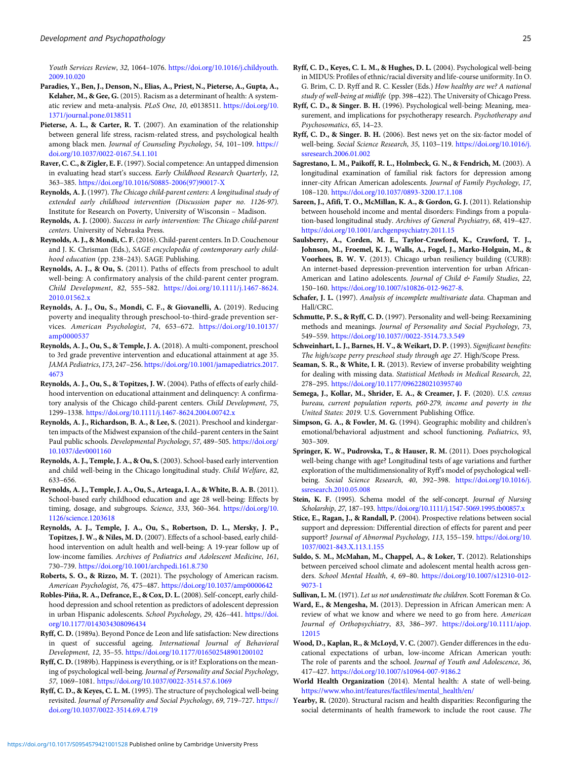Youth Services Review, 32, 1064–1076. https://doi.org/10.1016/j.childyouth.2009.10.020

**Paradies, Y., Ben, J., Denson, N., Elias, A., Priest, N., Pieterse, A., Gupta, A., Kelaher, M., & Gee, G.** (2015). Racism as a determinant of health: A systematic review and meta-analysis. *PLoS One*, *10*, e0138511. https://doi.org/10.1371/journal.pone.0138511

**Pieterse, A. L., & Carter, R. T.** (2007). An examination of the relationship between general life stress, racism-related stress, and psychological health among black men. *Journal of Counseling Psychology*, *54*, 101–109. https://doi.org/10.1037/0022-0167.54.1.101

**Raver, C. C., & Zigler, E. F.** (1997). Social competence: An untapped dimension in evaluating head start's success. *Early Childhood Research Quarterly*, *12*, 363–385. https://doi.org/10.1016/S0885-2006(97)90017-X

**Reynolds, A. J.** (1997). *The Chicago child-parent centers: A longitudinal study of extended early childhood intervention (Discussion paper no. 1126-97)*. Institute for Research on Poverty, University of Wisconsin – Madison.

**Reynolds, A. J.** (2000). *Success in early intervention: The Chicago child-parent centers*. University of Nebraska Press.

**Reynolds, A. J., & Mondi, C. F.** (2016). Child-parent centers. In D. Couchenour and J. K. Chrisman (Eds.), *SAGE encyclopedia of contemporary early childhood education* (pp. 238–243). SAGE Publishing.

**Reynolds, A. J., & Ou, S.** (2011). Paths of effects from preschool to adult well-being: A confirmatory analysis of the child-parent center program. *Child Development*, *82*, 555–582. https://doi.org/10.1111/j.1467-8624.2010.01562.x

**Reynolds, A. J., Ou, S., Mondi, C. F., & Giovanelli, A.** (2019). Reducing poverty and inequality through preschool-to-third-grade prevention services. *American Psychologist*, *74*, 653–672. https://doi.org/10.10137/amp0000537

**Reynolds, A. J., Ou, S., & Temple, J. A.** (2018). A multi-component, preschool to 3rd grade preventive intervention and educational attainment at age 35. *JAMA Pediatrics*, *173*, 247–256. https://doi.org/10.1001/jamapediatrics.2017.4673

**Reynolds, A. J., Ou, S., & Topitzes, J. W.** (2004). Paths of effects of early childhood intervention on educational attainment and delinquency: A confirmatory analysis of the Chicago child-parent centers. *Child Development*, *75*, 1299–1338. https://doi.org/10.1111/j.1467-8624.2004.00742.x

**Reynolds, A. J., Richardson, B. A., & Lee, S.** (2021). Preschool and kindergarten impacts of the Midwest expansion of the child–parent centers in the Saint Paul public schools. *Developmental Psychology*, *57*, 489–505. https://doi.org/10.1037/dev0001160

**Reynolds, A. J., Temple, J. A., & Ou, S.** (2003). School-based early intervention and child well-being in the Chicago longitudinal study. *Child Welfare*, *82*, 633–656.

**Reynolds, A. J., Temple, J. A., Ou, S., Arteaga, I. A., & White, B. A. B.** (2011). School-based early childhood education and age 28 well-being: Effects by timing, dosage, and subgroups. *Science*, *333*, 360–364. https://doi.org/10.1126/science.1203618

**Reynolds, A. J., Temple, J. A., Ou, S., Robertson, D. L., Mersky, J. P., Topitzes, J. W., & Niles, M. D.** (2007). Effects of a school-based, early childhood intervention on adult health and well-being: A 19-year follow up of low-income families. *Archives of Pediatrics and Adolescent Medicine*, *161*, 730–739. https://doi.org/10.1001/archpedi.161.8.730

**Roberts, S. O., & Rizzo, M. T.** (2021). The psychology of American racism. *American Psychologist*, *76*, 475–487. https://doi.org/10.1037/amp0000642

**Robles-Piña, R. A., Defrance, E., & Cox, D. L.** (2008). Self-concept, early childhood depression and school retention as predictors of adolescent depression in urban Hispanic adolescents. *School Psychology*, *29*, 426–441. https://doi.org/10.1177/0143034308096434

**Ryff, C. D.** (1989a). Beyond Ponce de Leon and life satisfaction: New directions in quest of successful ageing. *International Journal of Behavioral Development*, *12*, 35–55. https://doi.org/10.1177/016502548901200102

**Ryff, C. D.** (1989b). Happiness is everything, or is it? Explorations on the meaning of psychological well-being. *Journal of Personality and Social Psychology*, *57*, 1069–1081. https://doi.org/10.1037/0022-3514.57.6.1069

**Ryff, C. D., & Keyes, C. L. M.** (1995). The structure of psychological well-being revisited. *Journal of Personality and Social Psychology*, *69*, 719–727. https://doi.org/10.1037/0022-3514.69.4.719

**Ryff, C. D., Keyes, C. L. M., & Hughes, D. L.** (2004). Psychological well-being in MIDUS: Profiles of ethnic/racial diversity and life-course uniformity. In O. G. Brim, C. D. Ryff and R. C. Kessler (Eds.) *How healthy are we? A national study of well-being at midlife* (pp. 398–422). The University of Chicago Press.

**Ryff, C. D., & Singer. B. H.** (1996). Psychological well-being: Meaning, measurement, and implications for psychotherapy research. *Psychotherapy and Psychosomatics*, *65*, 14–23.

**Ryff, C. D., & Singer. B. H.** (2006). Best news yet on the six-factor model of well-being. *Social Science Research*, *35*, 1103–119. https://doi.org/10.1016/j.ssresearch.2006.01.002

**Sagrestano, L. M., Paikoff, R. L., Holmbeck, G. N., & Fendrich, M.** (2003). A longitudinal examination of familial risk factors for depression among inner-city African American adolescents. *Journal of Family Psychology*, *17*, 108–120. https://doi.org/10.1037/0893-3200.17.1.108

**Sareen, J., Afifi, T. O., McMillan, K. A., & Gordon, G. J.** (2011). Relationship between household income and mental disorders: Findings from a population-based longitudinal study. *Archives of General Psychiatry*, *68*, 419–427. https://doi.org/10.1001/archgenpsychiatry.2011.15

**Saulsberry, A., Corden, M. E., Taylor-Crawford, K., Crawford, T. J., Johnson, M., Froemel, K. J., Walls, A., Fogel, J., Marko-Holguin, M., & Voorhees, B. W. V.** (2013). Chicago urban resiliency building (CURB): An internet-based depression-prevention intervention for urban African-American and Latino adolescents. *Journal of Child & Family Studies*, *22*, 150–160. https://doi.org/10.1007/s10826-012-9627-8.

**Schafer, J. L.** (1997). *Analysis of incomplete multivariate data*. Chapman and Hall/CRC.

**Schmutte, P. S., & Ryff, C. D.** (1997). Personality and well-being: Reexamining methods and meanings. *Journal of Personality and Social Psychology*, *73*, 549–559. https://doi.org/10.1037//0022-3514.73.3.549

**Schweinhart, L. J., Barnes, H. V., & Weikart, D. P.** (1993). *Significant benefits: The high/scope perry preschool study through age 27*. High/Scope Press.

**Seaman, S. R., & White, I. R.** (2013). Review of inverse probability weighting for dealing with missing data. *Statistical Methods in Medical Research*, *22*, 278–295. https://doi.org/10.1177/0962280210395740

**Semega, J., Kollar, M., Shrider, E. A., & Creamer, J. F.** (2020). *U.S. census bureau, current population reports, p60-279, income and poverty in the United States: 2019*. U.S. Government Publishing Office.

**Simpson, G. A., & Fowler, M. G.** (1994). Geographic mobility and children's emotional/behavioral adjustment and school functioning. *Pediatrics*, *93*, 303–309.

**Springer, K. W., Pudrovska, T., & Hauser, R. M.** (2011). Does psychological well-being change with age? Longitudinal tests of age variations and further exploration of the multidimensionality of Ryff's model of psychological well-being. *Social Science Research*, *40*, 392–398. https://doi.org/10.1016/j.ssresearch.2010.05.008

**Stein, K. F.** (1995). Schema model of the self-concept. *Journal of Nursing Scholarship*, *27*, 187–193. https://doi.org/10.1111/j.1547-5069.1995.tb00857.x

**Stice, E., Ragan, J., & Randall, P.** (2004). Prospective relations between social support and depression: Differential direction of effects for parent and peer support? *Journal of Abnormal Psychology*, *113*, 155–159. https://doi.org/10.1037/0021-843X.113.1.155

**Suldo, S. M., McMahan, M., Chappel, A., & Loker, T.** (2012). Relationships between perceived school climate and adolescent mental health across genders. *School Mental Health*, *4*, 69–80. https://doi.org/10.1007/s12310-012-9073-1

**Sullivan, L. M.** (1971). *Let us not underestimate the children*. Scott Foreman & Co.

**Ward, E., & Mengesha, M.** (2013). Depression in African American men: A review of what we know and where we need to go from here. *American Journal of Orthopsychiatry*, *83*, 386–397. https://doi.org/10.1111/ajop.12015

**Wood, D., Kaplan, R., & McLoyd, V. C.** (2007). Gender differences in the educational expectations of urban, low-income African American youth: The role of parents and the school. *Journal of Youth and Adolescence*, *36*, 417–427. https://doi.org/10.1007/s10964-007-9186.2

**World Health Organization** (2014). Mental health: A state of well-being. https://www.who.int/features/factfiles/mental_health/en/

**Yearby, R.** (2020). Structural racism and health disparities: Reconfiguring the social determinants of health framework to include the root cause. *The*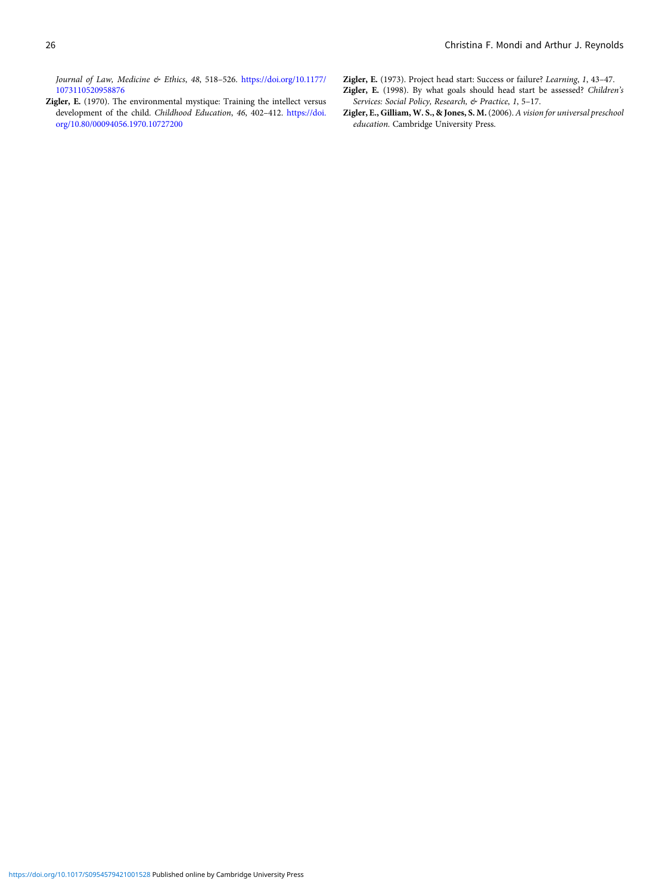*Journal of Law, Medicine & Ethics*, *48*, 518–526. https://doi.org/10.1177/1073110520958876

**Zigler, E.** (1970). The environmental mystique: Training the intellect versus development of the child. *Childhood Education*, *46*, 402–412. https://doi.org/10.80/00094056.1970.10727200

**Zigler, E.** (1973). Project head start: Success or failure? *Learning*, *1*, 43–47.

**Zigler, E.** (1998). By what goals should head start be assessed? *Children's Services: Social Policy, Research, & Practice*, *1*, 5–17.

**Zigler, E., Gilliam, W. S., & Jones, S. M.** (2006). *A vision for universal preschool education.* Cambridge University Press.

https://doi.org/10.1017/S0954579421001528 Published online by Cambridge University Press